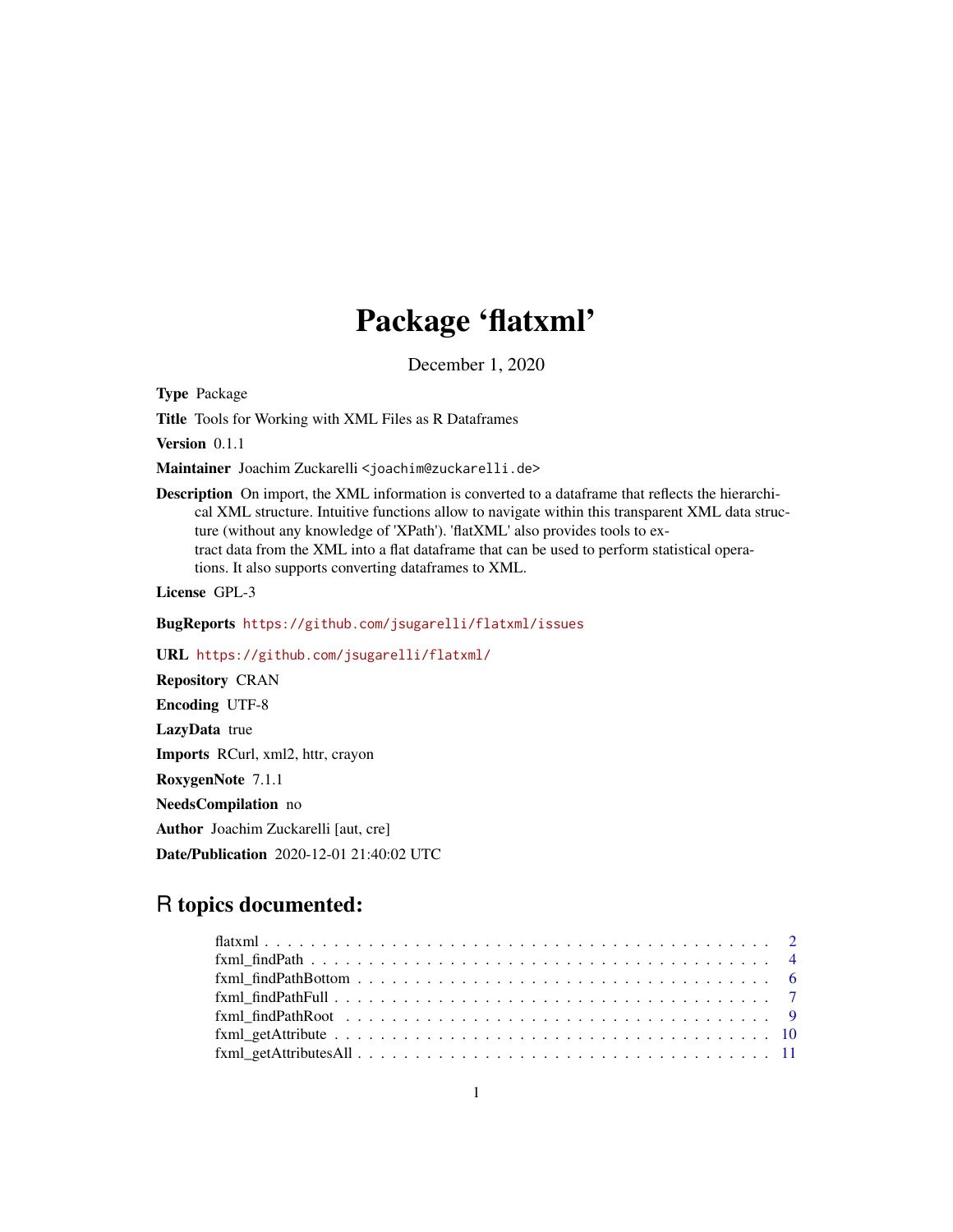# Package 'flatxml'

December 1, 2020

**Type** Package

**Title** Tools for Working with XML Files as R Dataframes

**Version** 0.1.1

**Maintainer** Joachim Zuckarelli <joachim@zuckarelli.de>

**Description** On import, the XML information is converted to a dataframe that reflects the hierarchical XML structure. Intuitive functions allow to navigate within this transparent XML data structure (without any knowledge of 'XPath'). 'flatXML' also provides tools to extract data from the XML into a flat dataframe that can be used to perform statistical operations. It also supports converting dataframes to XML.

**License** GPL-3

**BugReports** https://github.com/jsugarelli/flatxml/issues

**URL** https://github.com/jsugarelli/flatxml/

**Repository** CRAN

**Encoding** UTF-8

**LazyData** true

**Imports** RCurl, xml2, httr, crayon

**RoxygenNote** 7.1.1

**NeedsCompilation** no

**Author** Joachim Zuckarelli [aut, cre]

**Date/Publication** 2020-12-01 21:40:02 UTC

## R topics documented:

- flatxml . . . . . . . . . . . . . . . . . . . . . . . . . . . . . . . . . . . . . . . . . 2
- fxml_findPath . . . . . . . . . . . . . . . . . . . . . . . . . . . . . . . . . . . . . . 4
- fxml_findPathBottom . . . . . . . . . . . . . . . . . . . . . . . . . . . . . . . . . . 6
- fxml_findPathFull . . . . . . . . . . . . . . . . . . . . . . . . . . . . . . . . . . . . 7
- fxml_findPathRoot . . . . . . . . . . . . . . . . . . . . . . . . . . . . . . . . . . . . 9
- fxml_getAttribute . . . . . . . . . . . . . . . . . . . . . . . . . . . . . . . . . . . . 10
- fxml_getAttributesAll . . . . . . . . . . . . . . . . . . . . . . . . . . . . . . . . . . 11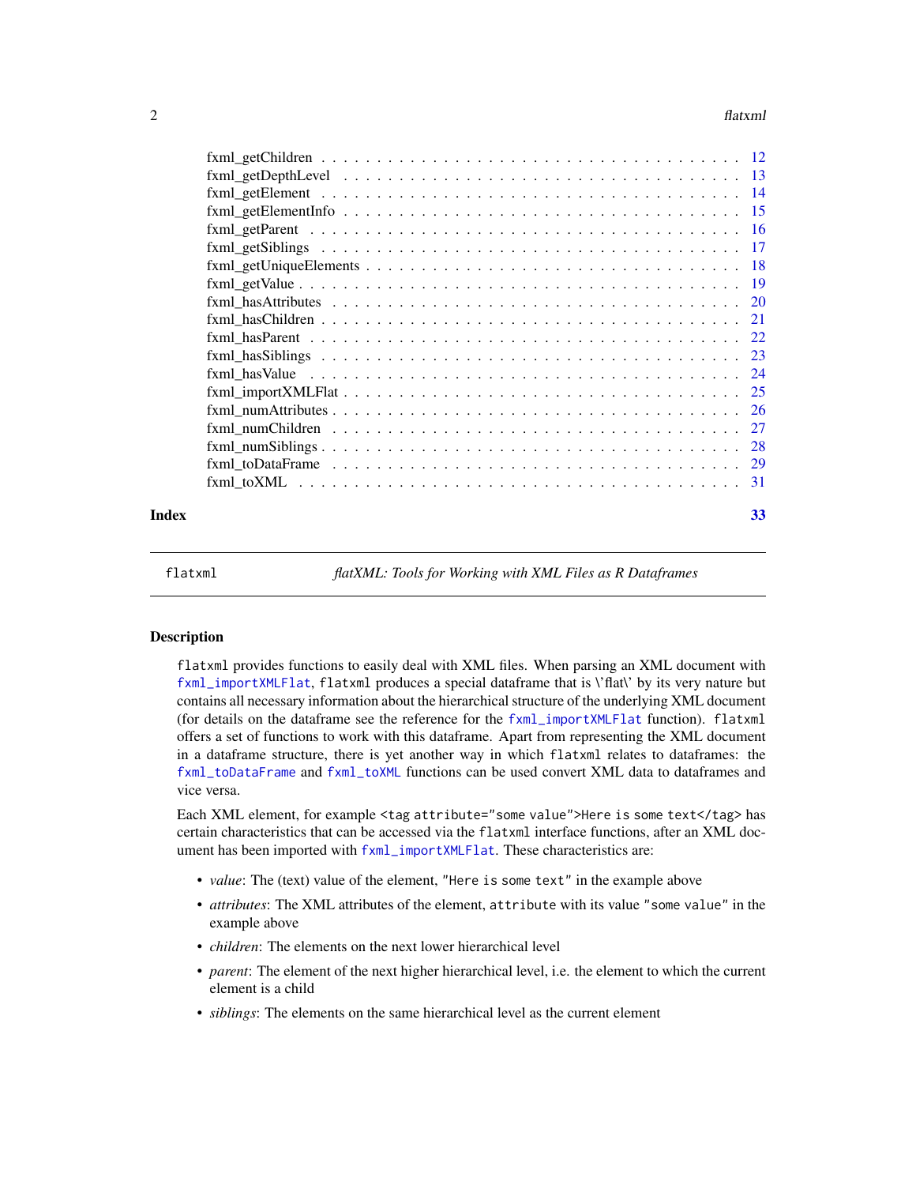fxml_getChildren . . . . . . . . . . . . . . . . . . . . . . . . . . . . . . . . . . . . 12
fxml_getDepthLevel . . . . . . . . . . . . . . . . . . . . . . . . . . . . . . . . . . . 13
fxml_getElement . . . . . . . . . . . . . . . . . . . . . . . . . . . . . . . . . . . . . 14
fxml_getElementInfo . . . . . . . . . . . . . . . . . . . . . . . . . . . . . . . . . . 15
fxml_getParent . . . . . . . . . . . . . . . . . . . . . . . . . . . . . . . . . . . . . 16
fxml_getSiblings . . . . . . . . . . . . . . . . . . . . . . . . . . . . . . . . . . . . 17
fxml_getUniqueElements . . . . . . . . . . . . . . . . . . . . . . . . . . . . . . . . . 18
fxml_getValue . . . . . . . . . . . . . . . . . . . . . . . . . . . . . . . . . . . . . . 19
fxml_hasAttributes . . . . . . . . . . . . . . . . . . . . . . . . . . . . . . . . . . . 20
fxml_hasChildren . . . . . . . . . . . . . . . . . . . . . . . . . . . . . . . . . . . . 21
fxml_hasParent . . . . . . . . . . . . . . . . . . . . . . . . . . . . . . . . . . . . . 22
fxml_hasSiblings . . . . . . . . . . . . . . . . . . . . . . . . . . . . . . . . . . . . 23
fxml_hasValue . . . . . . . . . . . . . . . . . . . . . . . . . . . . . . . . . . . . . . 24
fxml_importXMLFlat . . . . . . . . . . . . . . . . . . . . . . . . . . . . . . . . . . . 25
fxml_numAttributes . . . . . . . . . . . . . . . . . . . . . . . . . . . . . . . . . . . 26
fxml_numChildren . . . . . . . . . . . . . . . . . . . . . . . . . . . . . . . . . . . . 27
fxml_numSiblings . . . . . . . . . . . . . . . . . . . . . . . . . . . . . . . . . . . . 28
fxml_toDataFrame . . . . . . . . . . . . . . . . . . . . . . . . . . . . . . . . . . . . 29
fxml_toXML . . . . . . . . . . . . . . . . . . . . . . . . . . . . . . . . . . . . . . . . 31

**Index** **33**

---

`flatxml` *flatXML: Tools for Working with XML Files as R Dataframes*

---

### Description

`flatxml` provides functions to easily deal with XML files. When parsing an XML document with `fxml_importXMLFlat`, `flatxml` produces a special dataframe that is \'flat\' by its very nature but contains all necessary information about the hierarchical structure of the underlying XML document (for details on the dataframe see the reference for the `fxml_importXMLFlat` function). `flatxml` offers a set of functions to work with this dataframe. Apart from representing the XML document in a dataframe structure, there is yet another way in which `flatxml` relates to dataframes: the `fxml_toDataFrame` and `fxml_toXML` functions can be used convert XML data to dataframes and vice versa.

Each XML element, for example `<tag attribute="some value">Here is some text</tag>` has certain characteristics that can be accessed via the `flatxml` interface functions, after an XML document has been imported with `fxml_importXMLFlat`. These characteristics are:

- *value*: The (text) value of the element, `"Here is some text"` in the example above
- *attributes*: The XML attributes of the element, `attribute` with its value `"some value"` in the example above
- *children*: The elements on the next lower hierarchical level
- *parent*: The element of the next higher hierarchical level, i.e. the element to which the current element is a child
- *siblings*: The elements on the same hierarchical level as the current element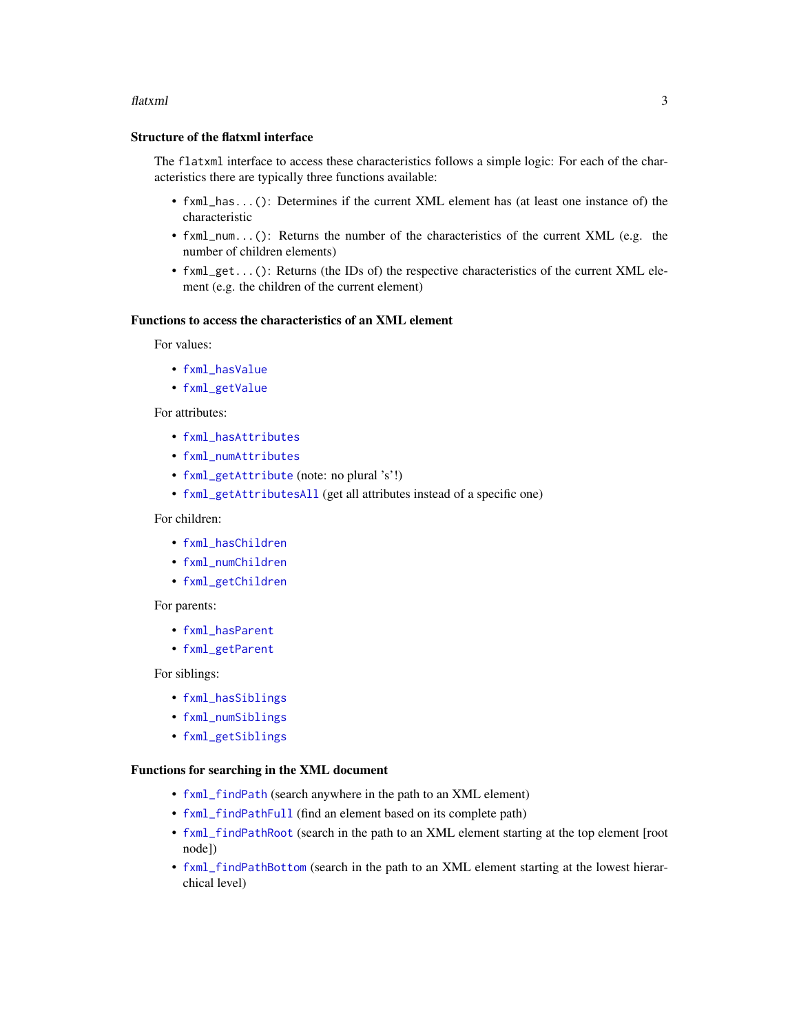### Structure of the flatxml interface

The `flatxml` interface to access these characteristics follows a simple logic: For each of the characteristics there are typically three functions available:

- `fxml_has...()`: Determines if the current XML element has (at least one instance of) the characteristic
- `fxml_num...()`: Returns the number of the characteristics of the current XML (e.g. the number of children elements)
- `fxml_get...()`: Returns (the IDs of) the respective characteristics of the current XML element (e.g. the children of the current element)

### Functions to access the characteristics of an XML element

For values:

- `fxml_hasValue`
- `fxml_getValue`

For attributes:

- `fxml_hasAttributes`
- `fxml_numAttributes`
- `fxml_getAttribute` (note: no plural 's'!)
- `fxml_getAttributesAll` (get all attributes instead of a specific one)

For children:

- `fxml_hasChildren`
- `fxml_numChildren`
- `fxml_getChildren`

For parents:

- `fxml_hasParent`
- `fxml_getParent`

For siblings:

- `fxml_hasSiblings`
- `fxml_numSiblings`
- `fxml_getSiblings`

### Functions for searching in the XML document

- `fxml_findPath` (search anywhere in the path to an XML element)
- `fxml_findPathFull` (find an element based on its complete path)
- `fxml_findPathRoot` (search in the path to an XML element starting at the top element [root node])
- `fxml_findPathBottom` (search in the path to an XML element starting at the lowest hierarchical level)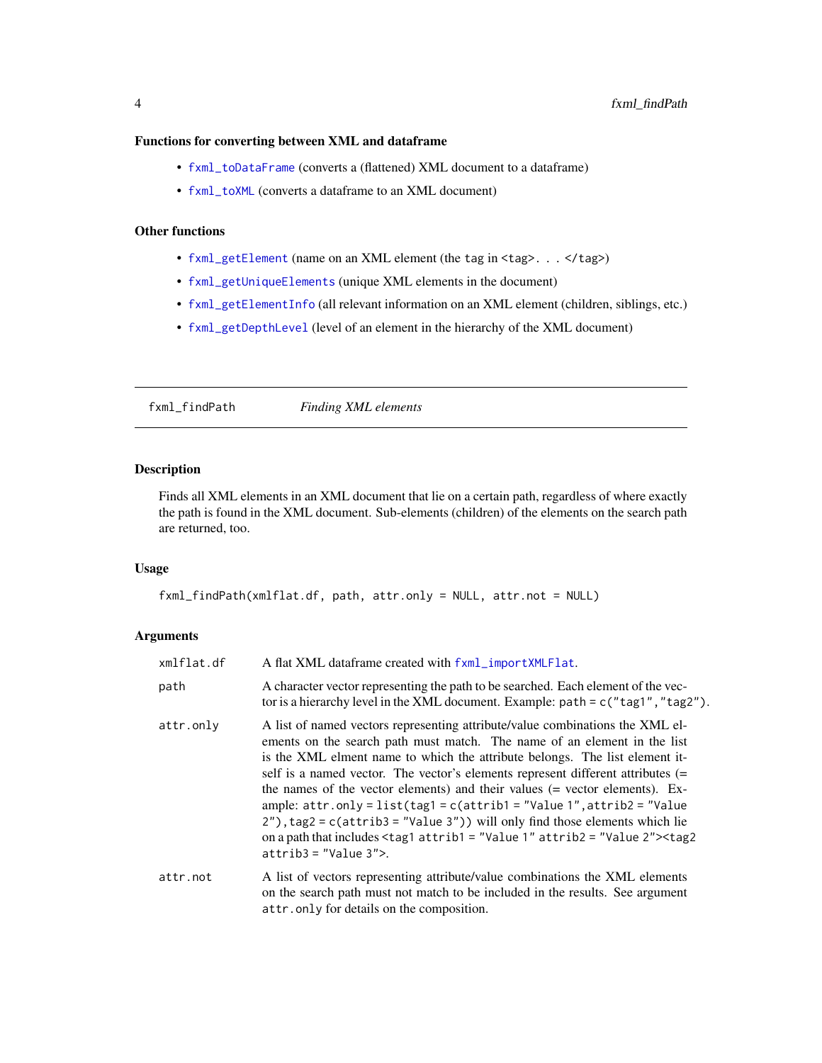### Functions for converting between XML and dataframe

- `fxml_toDataFrame` (converts a (flattened) XML document to a dataframe)
- `fxml_toXML` (converts a dataframe to an XML document)

### Other functions

- `fxml_getElement` (name on an XML element (the `tag` in `<tag>. . . </tag>`)
- `fxml_getUniqueElements` (unique XML elements in the document)
- `fxml_getElementInfo` (all relevant information on an XML element (children, siblings, etc.)
- `fxml_getDepthLevel` (level of an element in the hierarchy of the XML document)

---

## fxml_findPath *Finding XML elements*

---

### Description

Finds all XML elements in an XML document that lie on a certain path, regardless of where exactly the path is found in the XML document. Sub-elements (children) of the elements on the search path are returned, too.

### Usage

```
fxml_findPath(xmlflat.df, path, attr.only = NULL, attr.not = NULL)
```

### Arguments

| | |
|---|---|
| `xmlflat.df` | A flat XML dataframe created with `fxml_importXMLFlat`. |
| `path` | A character vector representing the path to be searched. Each element of the vector is a hierarchy level in the XML document. Example: `path = c("tag1","tag2")`. |
| `attr.only` | A list of named vectors representing attribute/value combinations the XML elements on the search path must match. The name of an element in the list is the XML elment name to which the attribute belongs. The list element itself is a named vector. The vector's elements represent different attributes (= the names of the vector elements) and their values (= vector elements). Example: `attr.only = list(tag1 = c(attrib1 = "Value 1",attrib2 = "Value 2"),tag2 = c(attrib3 = "Value 3"))` will only find those elements which lie on a path that includes `<tag1 attrib1 = "Value 1" attrib2 = "Value 2"><tag2 attrib3 = "Value 3">`. |
| `attr.not` | A list of vectors representing attribute/value combinations the XML elements on the search path must not match to be included in the results. See argument `attr.only` for details on the composition. |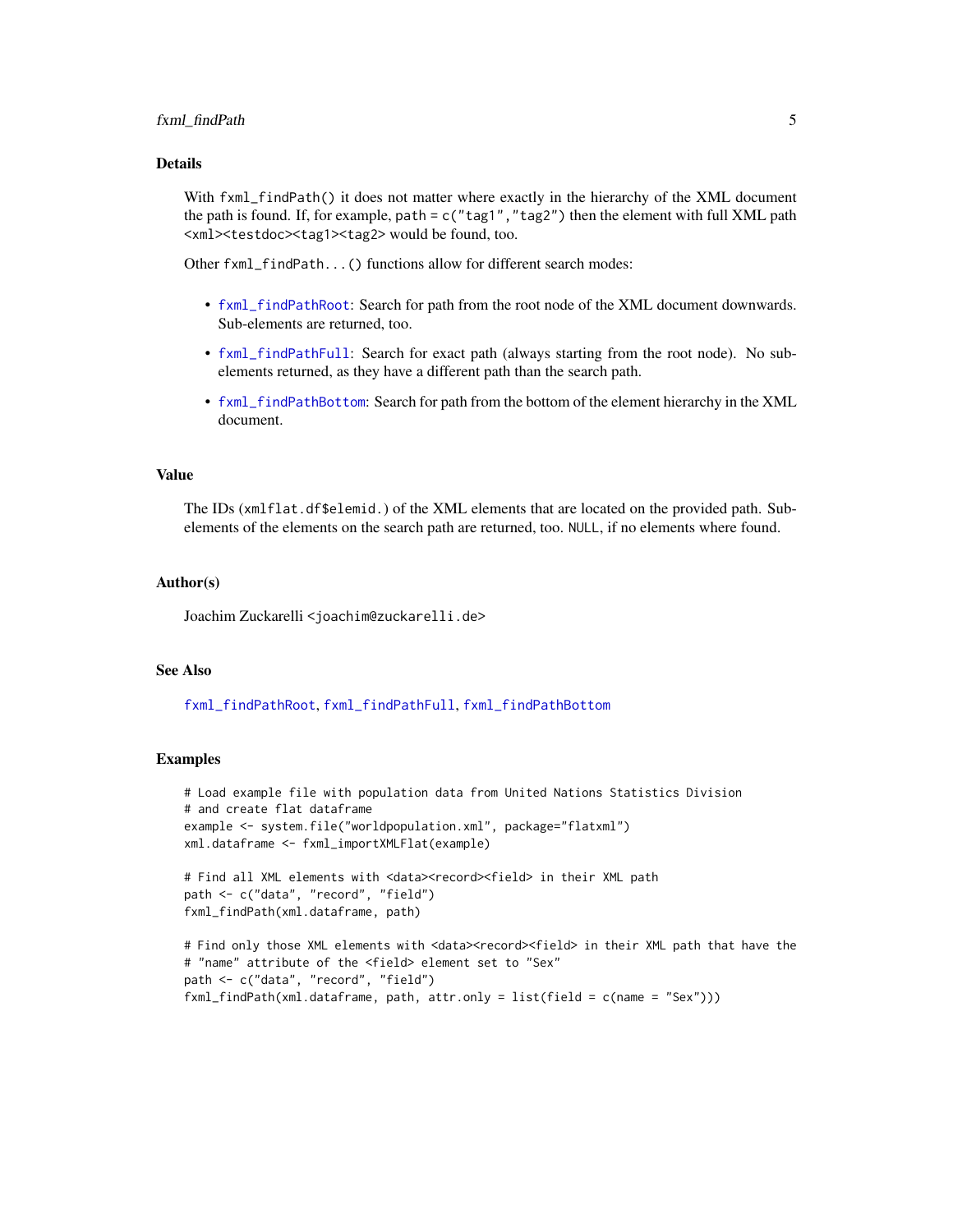## Details

With `fxml_findPath()` it does not matter where exactly in the hierarchy of the XML document the path is found. If, for example, `path = c("tag1","tag2")` then the element with full XML path <xml><testdoc><tag1><tag2> would be found, too.

Other `fxml_findPath...()` functions allow for different search modes:

- `fxml_findPathRoot`: Search for path from the root node of the XML document downwards. Sub-elements are returned, too.
- `fxml_findPathFull`: Search for exact path (always starting from the root node). No sub-elements returned, as they have a different path than the search path.
- `fxml_findPathBottom`: Search for path from the bottom of the element hierarchy in the XML document.

## Value

The IDs (`xmlflat.df$elemid.`) of the XML elements that are located on the provided path. Sub-elements of the elements on the search path are returned, too. `NULL`, if no elements where found.

## Author(s)

Joachim Zuckarelli <joachim@zuckarelli.de>

## See Also

`fxml_findPathRoot`, `fxml_findPathFull`, `fxml_findPathBottom`

## Examples

```
# Load example file with population data from United Nations Statistics Division
# and create flat dataframe
example <- system.file("worldpopulation.xml", package="flatxml")
xml.dataframe <- fxml_importXMLFlat(example)

# Find all XML elements with <data><record><field> in their XML path
path <- c("data", "record", "field")
fxml_findPath(xml.dataframe, path)

# Find only those XML elements with <data><record><field> in their XML path that have the
# "name" attribute of the <field> element set to "Sex"
path <- c("data", "record", "field")
fxml_findPath(xml.dataframe, path, attr.only = list(field = c(name = "Sex")))
```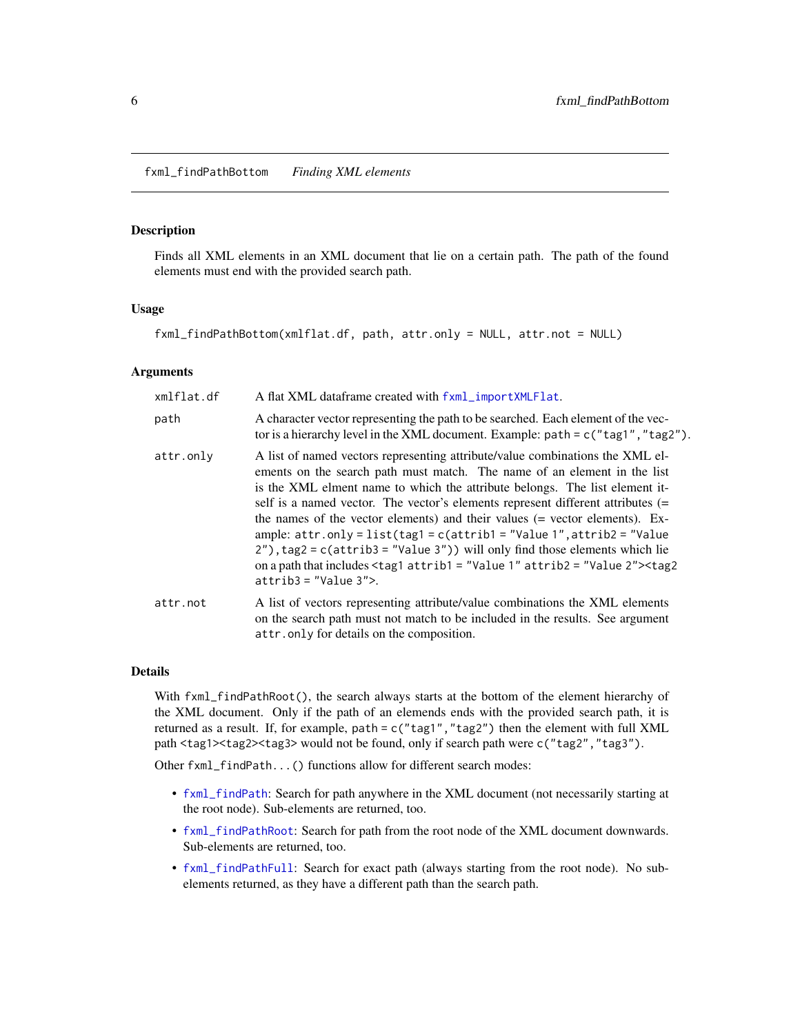## fxml_findPathBottom *Finding XML elements*

### Description

Finds all XML elements in an XML document that lie on a certain path. The path of the found elements must end with the provided search path.

### Usage

```
fxml_findPathBottom(xmlflat.df, path, attr.only = NULL, attr.not = NULL)
```

### Arguments

| | |
|---|---|
| `xmlflat.df` | A flat XML dataframe created with `fxml_importXMLFlat`. |
| `path` | A character vector representing the path to be searched. Each element of the vector is a hierarchy level in the XML document. Example: `path = c("tag1","tag2")`. |
| `attr.only` | A list of named vectors representing attribute/value combinations the XML elements on the search path must match. The name of an element in the list is the XML elment name to which the attribute belongs. The list element itself is a named vector. The vector's elements represent different attributes (= the names of the vector elements) and their values (= vector elements). Example: `attr.only = list(tag1 = c(attrib1 = "Value 1",attrib2 = "Value 2"),tag2 = c(attrib3 = "Value 3"))` will only find those elements which lie on a path that includes `<tag1 attrib1 = "Value 1" attrib2 = "Value 2"><tag2 attrib3 = "Value 3">`. |
| `attr.not` | A list of vectors representing attribute/value combinations the XML elements on the search path must not match to be included in the results. See argument `attr.only` for details on the composition. |

### Details

With `fxml_findPathRoot()`, the search always starts at the bottom of the element hierarchy of the XML document. Only if the path of an elemends ends with the provided search path, it is returned as a result. If, for example, `path = c("tag1","tag2")` then the element with full XML path `<tag1><tag2><tag3>` would not be found, only if search path were `c("tag2","tag3")`.

Other `fxml_findPath...()` functions allow for different search modes:

- `fxml_findPath`: Search for path anywhere in the XML document (not necessarily starting at the root node). Sub-elements are returned, too.
- `fxml_findPathRoot`: Search for path from the root node of the XML document downwards. Sub-elements are returned, too.
- `fxml_findPathFull`: Search for exact path (always starting from the root node). No sub-elements returned, as they have a different path than the search path.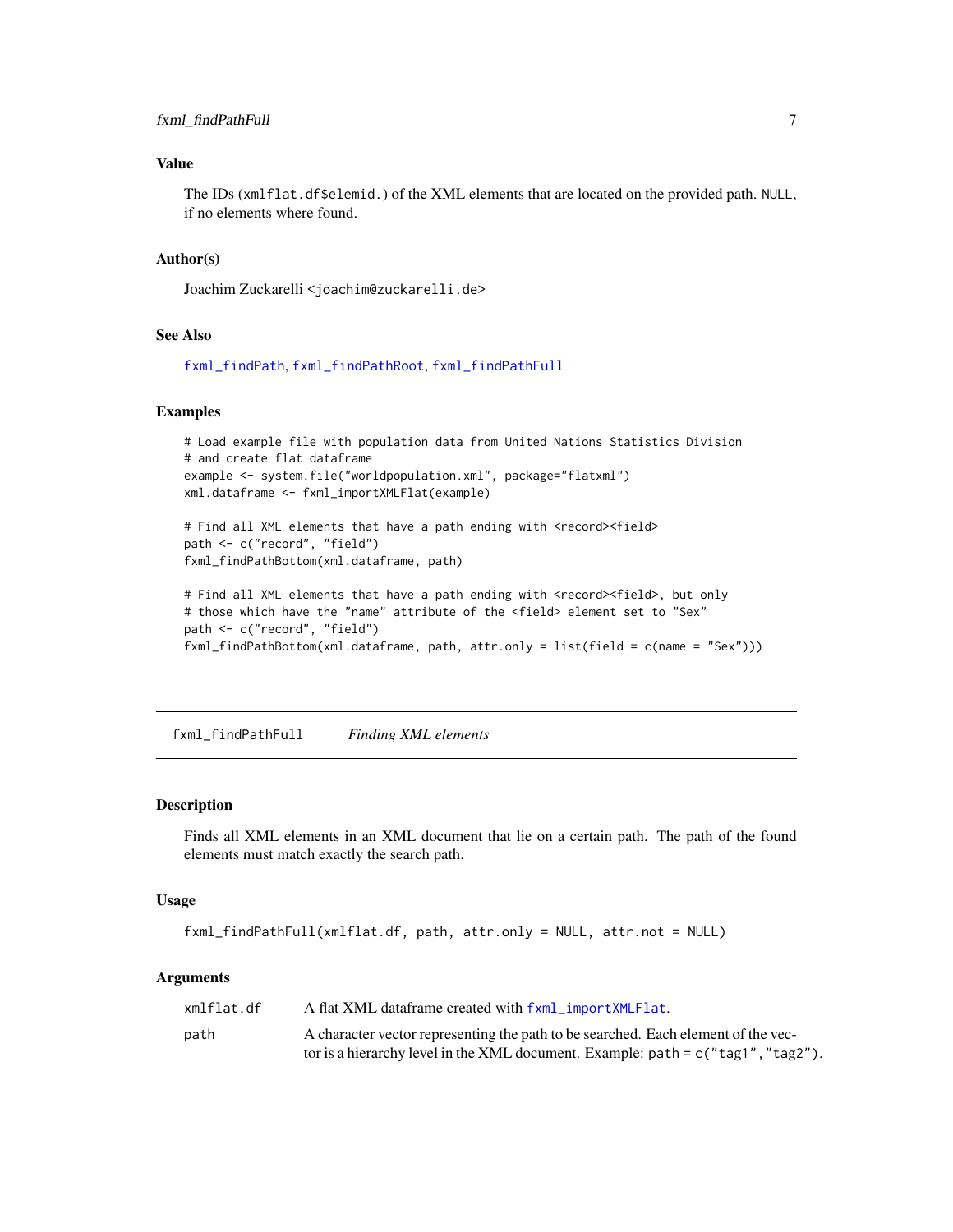### Value

The IDs (`xmlflat.df$elemid.`) of the XML elements that are located on the provided path. `NULL`, if no elements where found.

### Author(s)

Joachim Zuckarelli <joachim@zuckarelli.de>

### See Also

`fxml_findPath`, `fxml_findPathRoot`, `fxml_findPathFull`

### Examples

```
# Load example file with population data from United Nations Statistics Division
# and create flat dataframe
example <- system.file("worldpopulation.xml", package="flatxml")
xml.dataframe <- fxml_importXMLFlat(example)

# Find all XML elements that have a path ending with <record><field>
path <- c("record", "field")
fxml_findPathBottom(xml.dataframe, path)

# Find all XML elements that have a path ending with <record><field>, but only
# those which have the "name" attribute of the <field> element set to "Sex"
path <- c("record", "field")
fxml_findPathBottom(xml.dataframe, path, attr.only = list(field = c(name = "Sex")))
```

---

## `fxml_findPathFull` *Finding XML elements*

---

### Description

Finds all XML elements in an XML document that lie on a certain path. The path of the found elements must match exactly the search path.

### Usage

```
fxml_findPathFull(xmlflat.df, path, attr.only = NULL, attr.not = NULL)
```

### Arguments

| | |
|---|---|
| `xmlflat.df` | A flat XML dataframe created with `fxml_importXMLFlat`. |
| `path` | A character vector representing the path to be searched. Each element of the vector is a hierarchy level in the XML document. Example: `path = c("tag1","tag2")`. |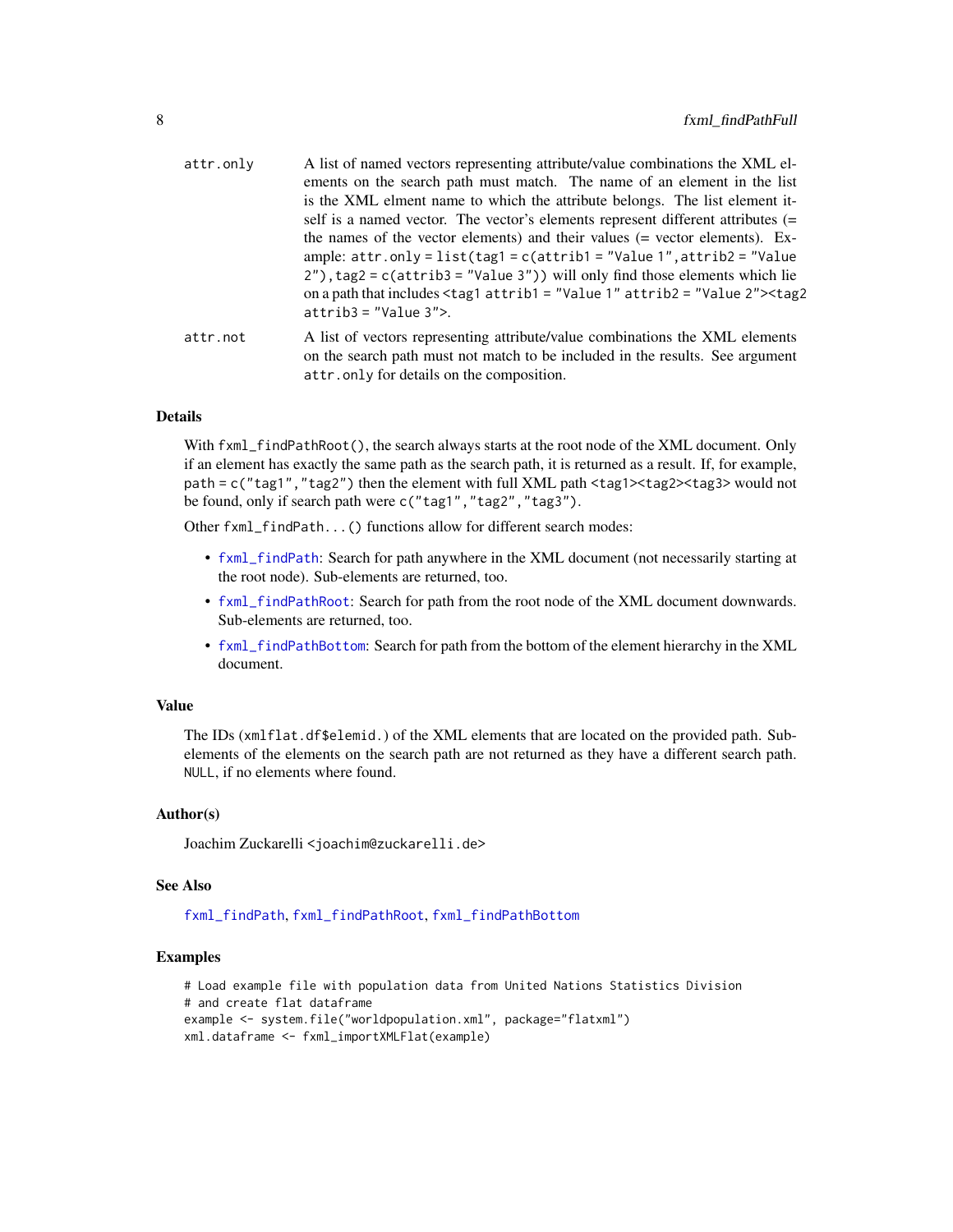| | |
|---|---|
| attr.only | A list of named vectors representing attribute/value combinations the XML elements on the search path must match. The name of an element in the list is the XML elment name to which the attribute belongs. The list element itself is a named vector. The vector's elements represent different attributes (= the names of the vector elements) and their values (= vector elements). Example: `attr.only = list(tag1 = c(attrib1 = "Value 1",attrib2 = "Value 2"),tag2 = c(attrib3 = "Value 3"))` will only find those elements which lie on a path that includes `<tag1 attrib1 = "Value 1" attrib2 = "Value 2"><tag2 attrib3 = "Value 3">`. |
| attr.not | A list of vectors representing attribute/value combinations the XML elements on the search path must not match to be included in the results. See argument `attr.only` for details on the composition. |

## Details

With `fxml_findPathRoot()`, the search always starts at the root node of the XML document. Only if an element has exactly the same path as the search path, it is returned as a result. If, for example, `path = c("tag1","tag2")` then the element with full XML path `<tag1><tag2><tag3>` would not be found, only if search path were `c("tag1","tag2","tag3")`.

Other `fxml_findPath...()` functions allow for different search modes:

- `fxml_findPath`: Search for path anywhere in the XML document (not necessarily starting at the root node). Sub-elements are returned, too.
- `fxml_findPathRoot`: Search for path from the root node of the XML document downwards. Sub-elements are returned, too.
- `fxml_findPathBottom`: Search for path from the bottom of the element hierarchy in the XML document.

## Value

The IDs (`xmlflat.df$elemid.`) of the XML elements that are located on the provided path. Sub-elements of the elements on the search path are not returned as they have a different search path. `NULL`, if no elements where found.

## Author(s)

Joachim Zuckarelli <joachim@zuckarelli.de>

## See Also

`fxml_findPath`, `fxml_findPathRoot`, `fxml_findPathBottom`

## Examples

```
# Load example file with population data from United Nations Statistics Division
# and create flat dataframe
example <- system.file("worldpopulation.xml", package="flatxml")
xml.dataframe <- fxml_importXMLFlat(example)
```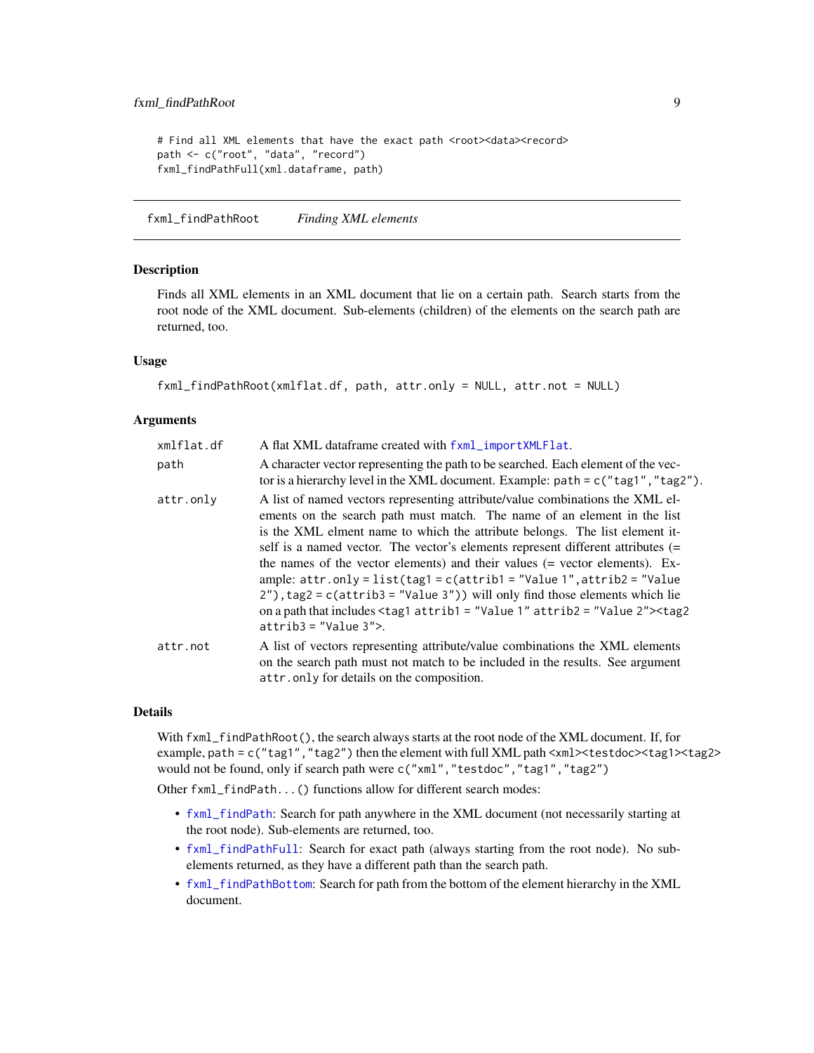```
# Find all XML elements that have the exact path <root><data><record>
path <- c("root", "data", "record")
fxml_findPathFull(xml.dataframe, path)
```

---

## fxml_findPathRoot — *Finding XML elements*

### Description

Finds all XML elements in an XML document that lie on a certain path. Search starts from the root node of the XML document. Sub-elements (children) of the elements on the search path are returned, too.

### Usage

```
fxml_findPathRoot(xmlflat.df, path, attr.only = NULL, attr.not = NULL)
```

### Arguments

| | |
|---|---|
| `xmlflat.df` | A flat XML dataframe created with `fxml_importXMLFlat`. |
| `path` | A character vector representing the path to be searched. Each element of the vector is a hierarchy level in the XML document. Example: `path = c("tag1","tag2")`. |
| `attr.only` | A list of named vectors representing attribute/value combinations the XML elements on the search path must match. The name of an element in the list is the XML elment name to which the attribute belongs. The list element itself is a named vector. The vector's elements represent different attributes (= the names of the vector elements) and their values (= vector elements). Example: `attr.only = list(tag1 = c(attrib1 = "Value 1",attrib2 = "Value 2"),tag2 = c(attrib3 = "Value 3"))` will only find those elements which lie on a path that includes `<tag1 attrib1 = "Value 1" attrib2 = "Value 2"><tag2 attrib3 = "Value 3">`. |
| `attr.not` | A list of vectors representing attribute/value combinations the XML elements on the search path must not match to be included in the results. See argument `attr.only` for details on the composition. |

### Details

With `fxml_findPathRoot()`, the search always starts at the root node of the XML document. If, for example, `path = c("tag1","tag2")` then the element with full XML path `<xml><testdoc><tag1><tag2>` would not be found, only if search path were `c("xml","testdoc","tag1","tag2")`

Other `fxml_findPath...()` functions allow for different search modes:

- `fxml_findPath`: Search for path anywhere in the XML document (not necessarily starting at the root node). Sub-elements are returned, too.
- `fxml_findPathFull`: Search for exact path (always starting from the root node). No sub-elements returned, as they have a different path than the search path.
- `fxml_findPathBottom`: Search for path from the bottom of the element hierarchy in the XML document.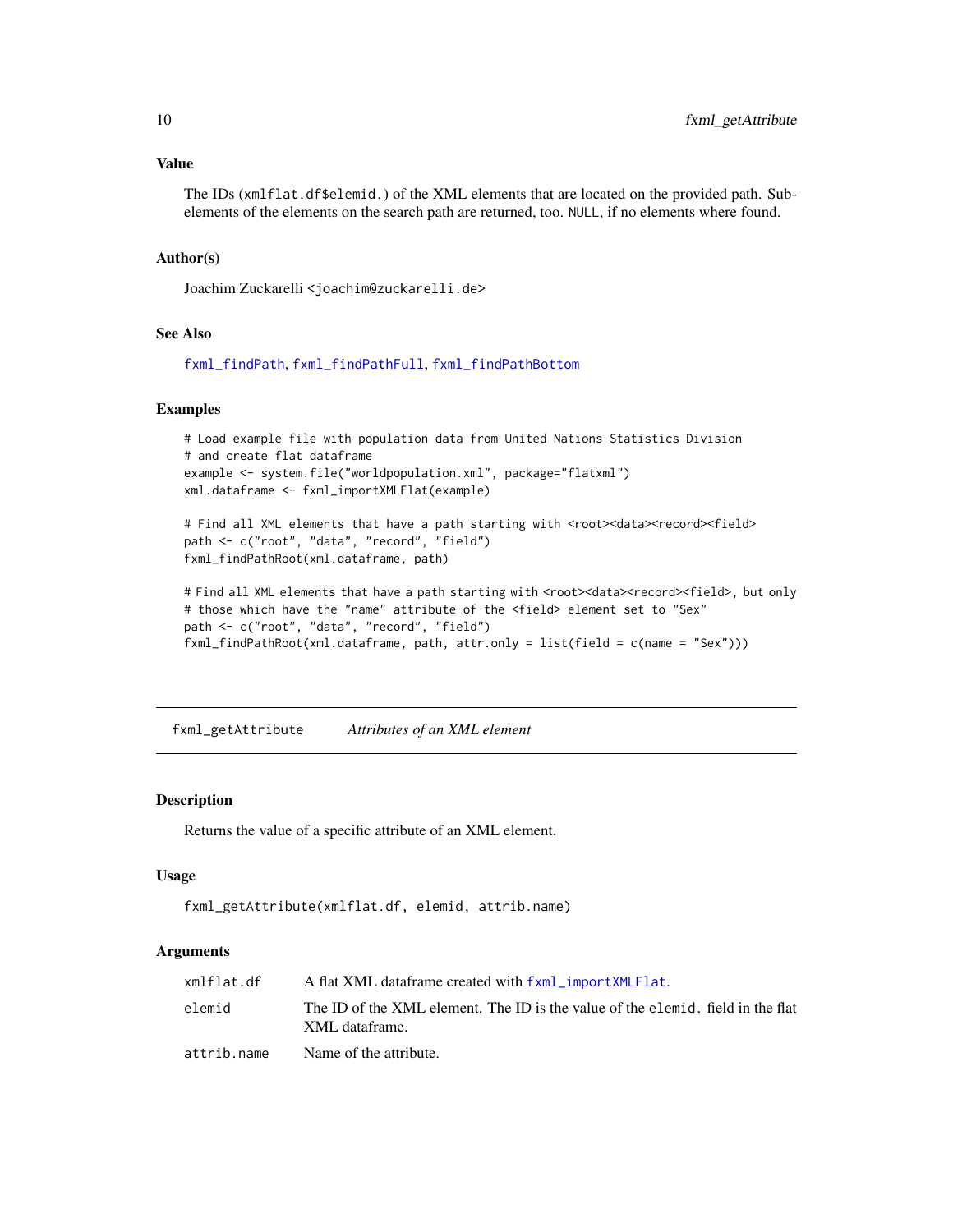### Value

The IDs (`xmlflat.df$elemid.`) of the XML elements that are located on the provided path. Sub-elements of the elements on the search path are returned, too. `NULL`, if no elements where found.

### Author(s)

Joachim Zuckarelli <joachim@zuckarelli.de>

### See Also

`fxml_findPath`, `fxml_findPathFull`, `fxml_findPathBottom`

### Examples

```
# Load example file with population data from United Nations Statistics Division
# and create flat dataframe
example <- system.file("worldpopulation.xml", package="flatxml")
xml.dataframe <- fxml_importXMLFlat(example)

# Find all XML elements that have a path starting with <root><data><record><field>
path <- c("root", "data", "record", "field")
fxml_findPathRoot(xml.dataframe, path)

# Find all XML elements that have a path starting with <root><data><record><field>, but only
# those which have the "name" attribute of the <field> element set to "Sex"
path <- c("root", "data", "record", "field")
fxml_findPathRoot(xml.dataframe, path, attr.only = list(field = c(name = "Sex")))
```

---

## fxml_getAttribute &nbsp;&nbsp;&nbsp;&nbsp; *Attributes of an XML element*

---

### Description

Returns the value of a specific attribute of an XML element.

### Usage

```
fxml_getAttribute(xmlflat.df, elemid, attrib.name)
```

### Arguments

| | |
|---|---|
| `xmlflat.df` | A flat XML dataframe created with `fxml_importXMLFlat`. |
| `elemid` | The ID of the XML element. The ID is the value of the `elemid.` field in the flat XML dataframe. |
| `attrib.name` | Name of the attribute. |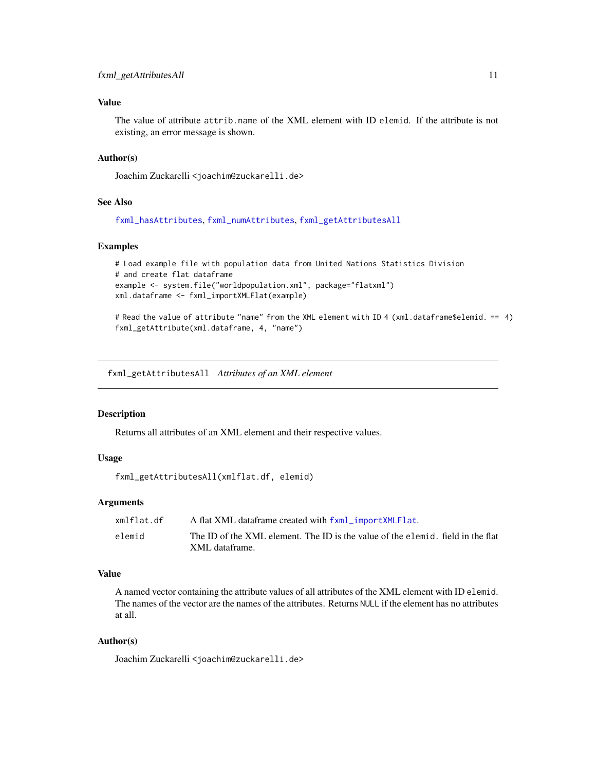### Value

The value of attribute `attrib.name` of the XML element with ID `elemid`. If the attribute is not existing, an error message is shown.

### Author(s)

Joachim Zuckarelli <joachim@zuckarelli.de>

### See Also

`fxml_hasAttributes`, `fxml_numAttributes`, `fxml_getAttributesAll`

### Examples

```
# Load example file with population data from United Nations Statistics Division
# and create flat dataframe
example <- system.file("worldpopulation.xml", package="flatxml")
xml.dataframe <- fxml_importXMLFlat(example)

# Read the value of attribute "name" from the XML element with ID 4 (xml.dataframe$elemid. == 4)
fxml_getAttribute(xml.dataframe, 4, "name")
```

---

## fxml_getAttributesAll *Attributes of an XML element*

---

### Description

Returns all attributes of an XML element and their respective values.

### Usage

```
fxml_getAttributesAll(xmlflat.df, elemid)
```

### Arguments

| | |
|---|---|
| `xmlflat.df` | A flat XML dataframe created with `fxml_importXMLFlat`. |
| `elemid` | The ID of the XML element. The ID is the value of the `elemid.` field in the flat XML dataframe. |

### Value

A named vector containing the attribute values of all attributes of the XML element with ID `elemid`. The names of the vector are the names of the attributes. Returns `NULL` if the element has no attributes at all.

### Author(s)

Joachim Zuckarelli <joachim@zuckarelli.de>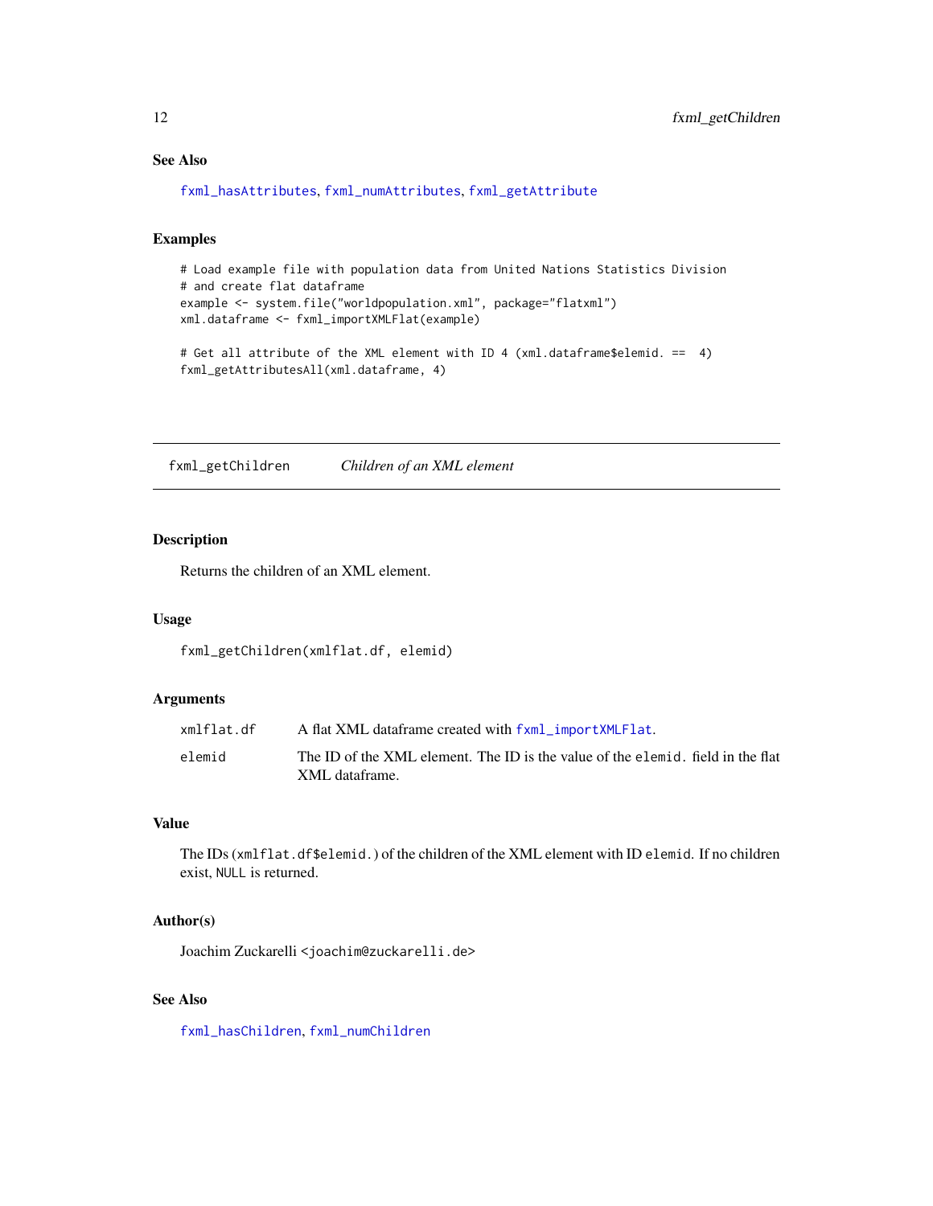### See Also

fxml_hasAttributes, fxml_numAttributes, fxml_getAttribute

### Examples

```
# Load example file with population data from United Nations Statistics Division
# and create flat dataframe
example <- system.file("worldpopulation.xml", package="flatxml")
xml.dataframe <- fxml_importXMLFlat(example)

# Get all attribute of the XML element with ID 4 (xml.dataframe$elemid. ==  4)
fxml_getAttributesAll(xml.dataframe, 4)
```

---

## fxml_getChildren *Children of an XML element*

### Description

Returns the children of an XML element.

### Usage

```
fxml_getChildren(xmlflat.df, elemid)
```

### Arguments

| | |
|---|---|
| xmlflat.df | A flat XML dataframe created with fxml_importXMLFlat. |
| elemid | The ID of the XML element. The ID is the value of the elemid. field in the flat XML dataframe. |

### Value

The IDs (xmlflat.df$elemid.) of the children of the XML element with ID elemid. If no children exist, NULL is returned.

### Author(s)

Joachim Zuckarelli <joachim@zuckarelli.de>

### See Also

fxml_hasChildren, fxml_numChildren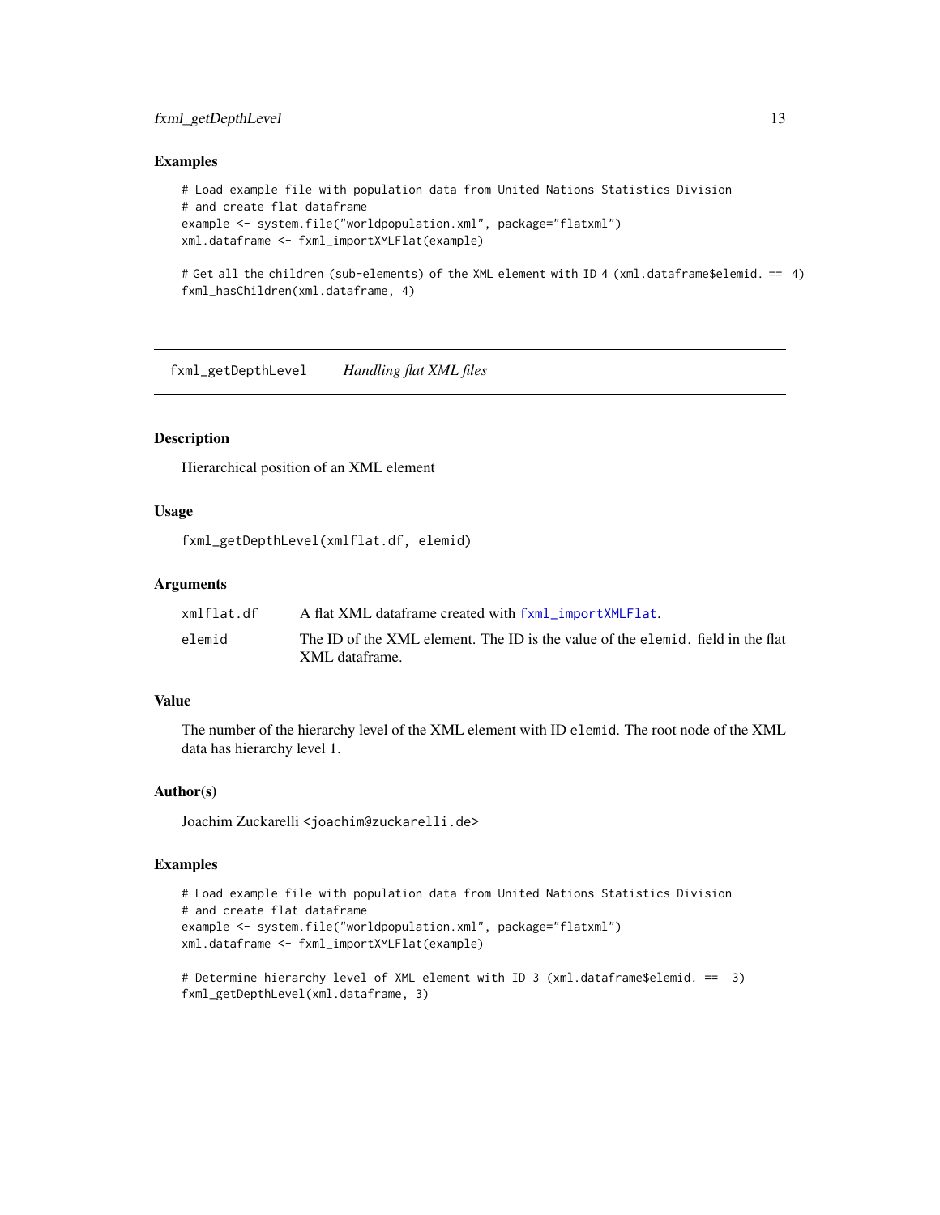### Examples

```
# Load example file with population data from United Nations Statistics Division
# and create flat dataframe
example <- system.file("worldpopulation.xml", package="flatxml")
xml.dataframe <- fxml_importXMLFlat(example)

# Get all the children (sub-elements) of the XML element with ID 4 (xml.dataframe$elemid. == 4)
fxml_hasChildren(xml.dataframe, 4)
```

---

## fxml_getDepthLevel    *Handling flat XML files*

---

### Description

Hierarchical position of an XML element

### Usage

```
fxml_getDepthLevel(xmlflat.df, elemid)
```

### Arguments

| | |
|---|---|
| xmlflat.df | A flat XML dataframe created with fxml_importXMLFlat. |
| elemid | The ID of the XML element. The ID is the value of the elemid. field in the flat XML dataframe. |

### Value

The number of the hierarchy level of the XML element with ID elemid. The root node of the XML data has hierarchy level 1.

### Author(s)

Joachim Zuckarelli <joachim@zuckarelli.de>

### Examples

```
# Load example file with population data from United Nations Statistics Division
# and create flat dataframe
example <- system.file("worldpopulation.xml", package="flatxml")
xml.dataframe <- fxml_importXMLFlat(example)

# Determine hierarchy level of XML element with ID 3 (xml.dataframe$elemid. == 3)
fxml_getDepthLevel(xml.dataframe, 3)
```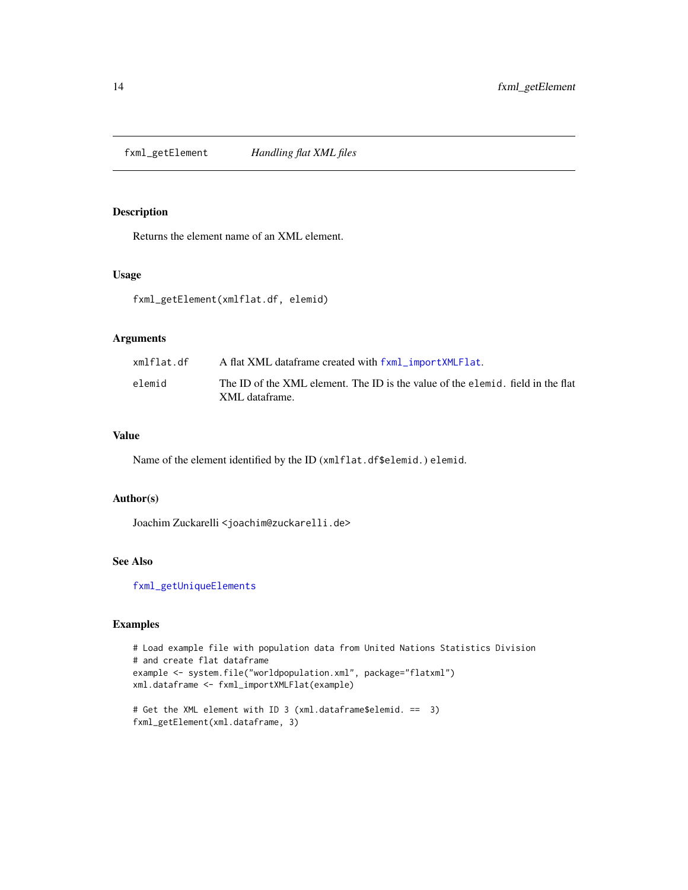fxml_getElement    *Handling flat XML files*

## Description

Returns the element name of an XML element.

## Usage

```
fxml_getElement(xmlflat.df, elemid)
```

## Arguments

| | |
|---|---|
| xmlflat.df | A flat XML dataframe created with fxml_importXMLFlat. |
| elemid | The ID of the XML element. The ID is the value of the elemid. field in the flat XML dataframe. |

## Value

Name of the element identified by the ID (xmlflat.df$elemid.) elemid.

## Author(s)

Joachim Zuckarelli <joachim@zuckarelli.de>

## See Also

fxml_getUniqueElements

## Examples

```
# Load example file with population data from United Nations Statistics Division
# and create flat dataframe
example <- system.file("worldpopulation.xml", package="flatxml")
xml.dataframe <- fxml_importXMLFlat(example)

# Get the XML element with ID 3 (xml.dataframe$elemid. ==  3)
fxml_getElement(xml.dataframe, 3)
```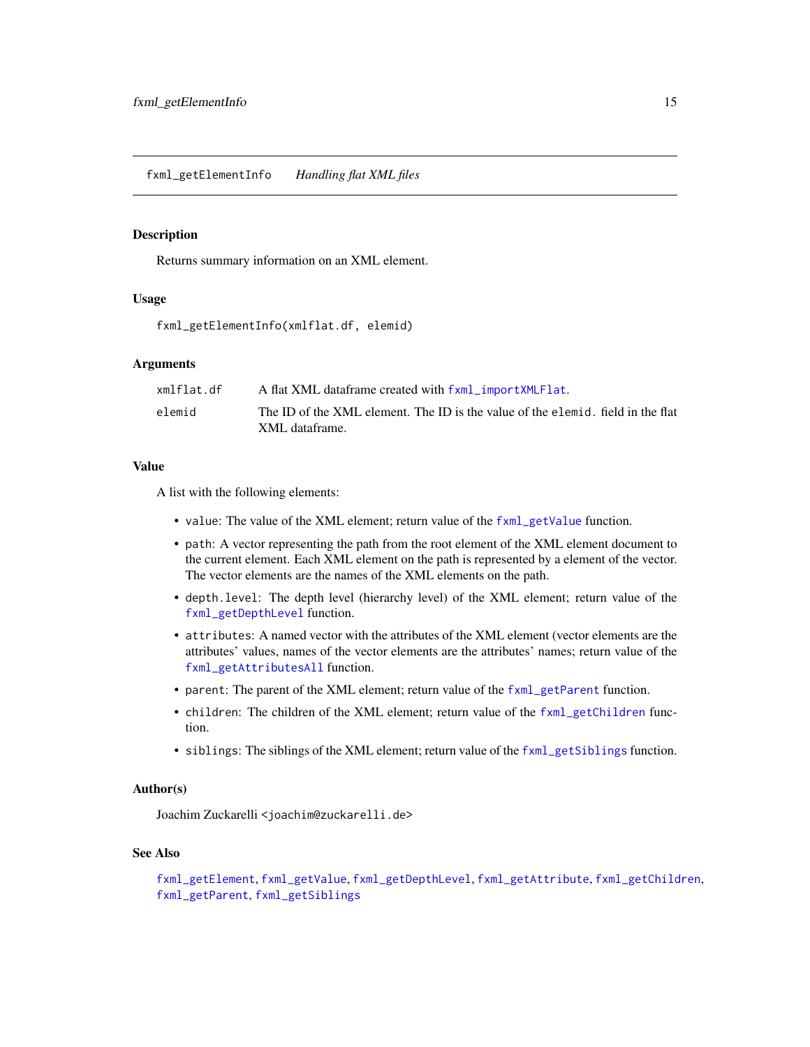## fxml_getElementInfo *Handling flat XML files*

### Description

Returns summary information on an XML element.

### Usage

```
fxml_getElementInfo(xmlflat.df, elemid)
```

### Arguments

| | |
|---|---|
| `xmlflat.df` | A flat XML dataframe created with `fxml_importXMLFlat`. |
| `elemid` | The ID of the XML element. The ID is the value of the `elemid.` field in the flat XML dataframe. |

### Value

A list with the following elements:

- `value`: The value of the XML element; return value of the `fxml_getValue` function.
- `path`: A vector representing the path from the root element of the XML element document to the current element. Each XML element on the path is represented by a element of the vector. The vector elements are the names of the XML elements on the path.
- `depth.level`: The depth level (hierarchy level) of the XML element; return value of the `fxml_getDepthLevel` function.
- `attributes`: A named vector with the attributes of the XML element (vector elements are the attributes' values, names of the vector elements are the attributes' names; return value of the `fxml_getAttributesAll` function.
- `parent`: The parent of the XML element; return value of the `fxml_getParent` function.
- `children`: The children of the XML element; return value of the `fxml_getChildren` function.
- `siblings`: The siblings of the XML element; return value of the `fxml_getSiblings` function.

### Author(s)

Joachim Zuckarelli <joachim@zuckarelli.de>

### See Also

`fxml_getElement`, `fxml_getValue`, `fxml_getDepthLevel`, `fxml_getAttribute`, `fxml_getChildren`, `fxml_getParent`, `fxml_getSiblings`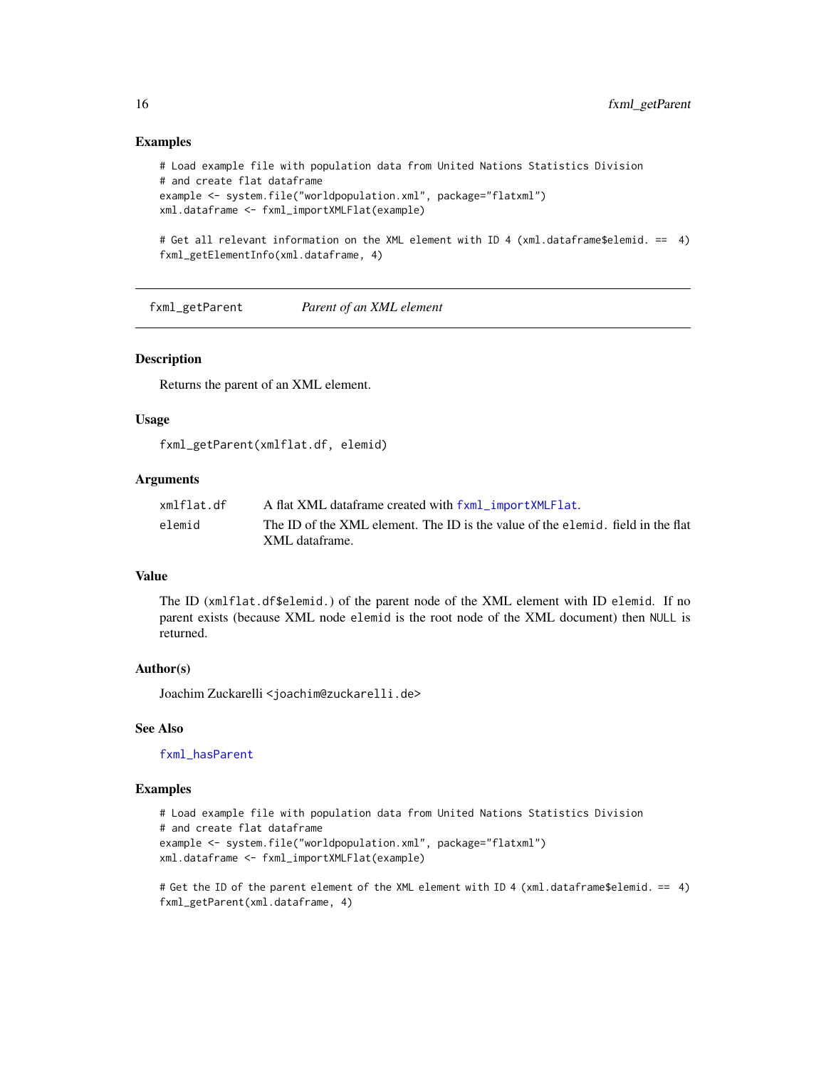### Examples

```
# Load example file with population data from United Nations Statistics Division
# and create flat dataframe
example <- system.file("worldpopulation.xml", package="flatxml")
xml.dataframe <- fxml_importXMLFlat(example)

# Get all relevant information on the XML element with ID 4 (xml.dataframe$elemid. ==  4)
fxml_getElementInfo(xml.dataframe, 4)
```

---

## fxml_getParent — *Parent of an XML element*

### Description

Returns the parent of an XML element.

### Usage

```
fxml_getParent(xmlflat.df, elemid)
```

### Arguments

| | |
|---|---|
| `xmlflat.df` | A flat XML dataframe created with `fxml_importXMLFlat`. |
| `elemid` | The ID of the XML element. The ID is the value of the `elemid.` field in the flat XML dataframe. |

### Value

The ID (`xmlflat.df$elemid.`) of the parent node of the XML element with ID `elemid`. If no parent exists (because XML node `elemid` is the root node of the XML document) then `NULL` is returned.

### Author(s)

Joachim Zuckarelli <joachim@zuckarelli.de>

### See Also

`fxml_hasParent`

### Examples

```
# Load example file with population data from United Nations Statistics Division
# and create flat dataframe
example <- system.file("worldpopulation.xml", package="flatxml")
xml.dataframe <- fxml_importXMLFlat(example)

# Get the ID of the parent element of the XML element with ID 4 (xml.dataframe$elemid. ==  4)
fxml_getParent(xml.dataframe, 4)
```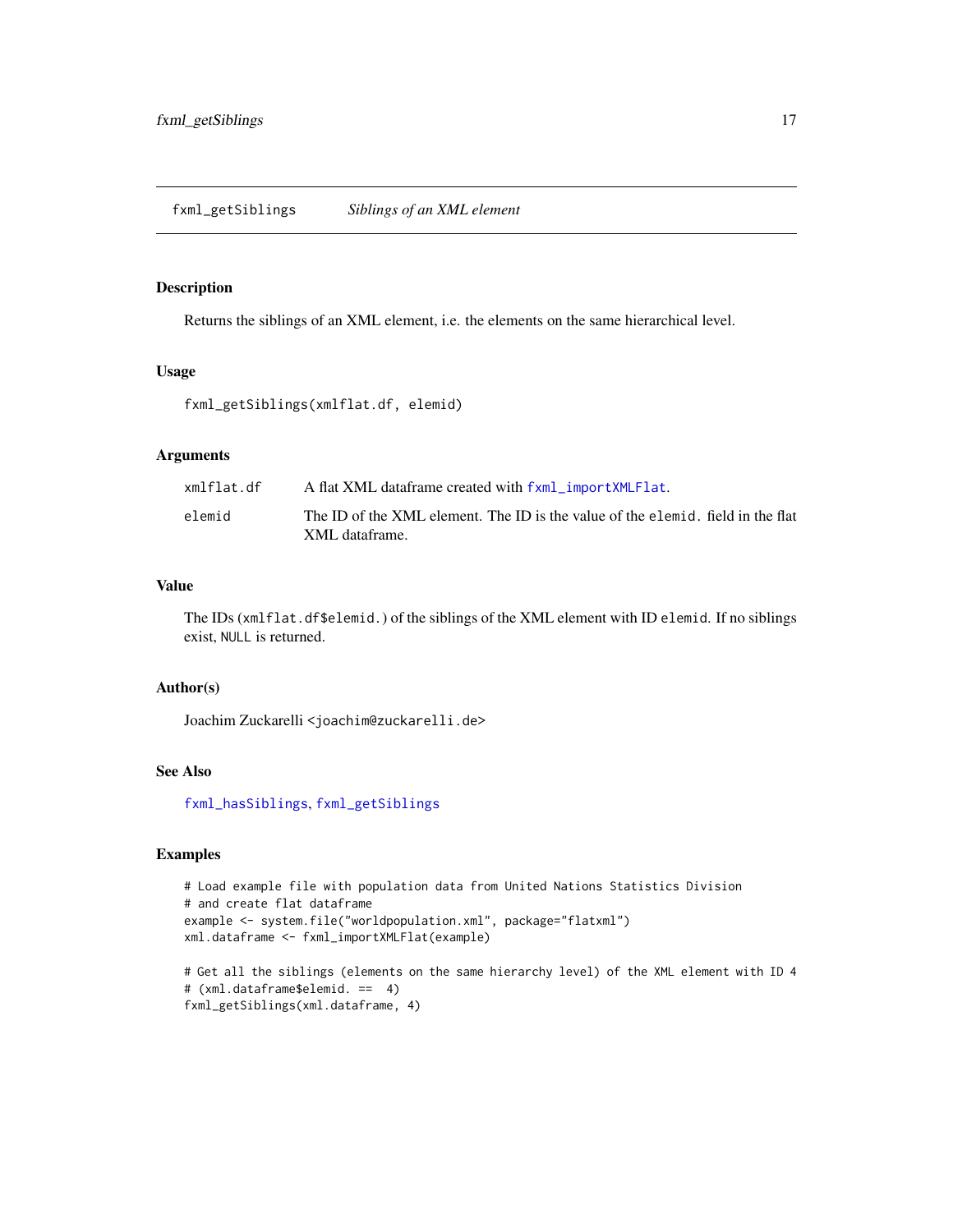## fxml_getSiblings — *Siblings of an XML element*

### Description

Returns the siblings of an XML element, i.e. the elements on the same hierarchical level.

### Usage

```
fxml_getSiblings(xmlflat.df, elemid)
```

### Arguments

| | |
|---|---|
| `xmlflat.df` | A flat XML dataframe created with `fxml_importXMLFlat`. |
| `elemid` | The ID of the XML element. The ID is the value of the `elemid.` field in the flat XML dataframe. |

### Value

The IDs (`xmlflat.df$elemid.`) of the siblings of the XML element with ID `elemid`. If no siblings exist, `NULL` is returned.

### Author(s)

Joachim Zuckarelli <joachim@zuckarelli.de>

### See Also

`fxml_hasSiblings`, `fxml_getSiblings`

### Examples

```
# Load example file with population data from United Nations Statistics Division
# and create flat dataframe
example <- system.file("worldpopulation.xml", package="flatxml")
xml.dataframe <- fxml_importXMLFlat(example)

# Get all the siblings (elements on the same hierarchy level) of the XML element with ID 4
# (xml.dataframe$elemid. ==  4)
fxml_getSiblings(xml.dataframe, 4)
```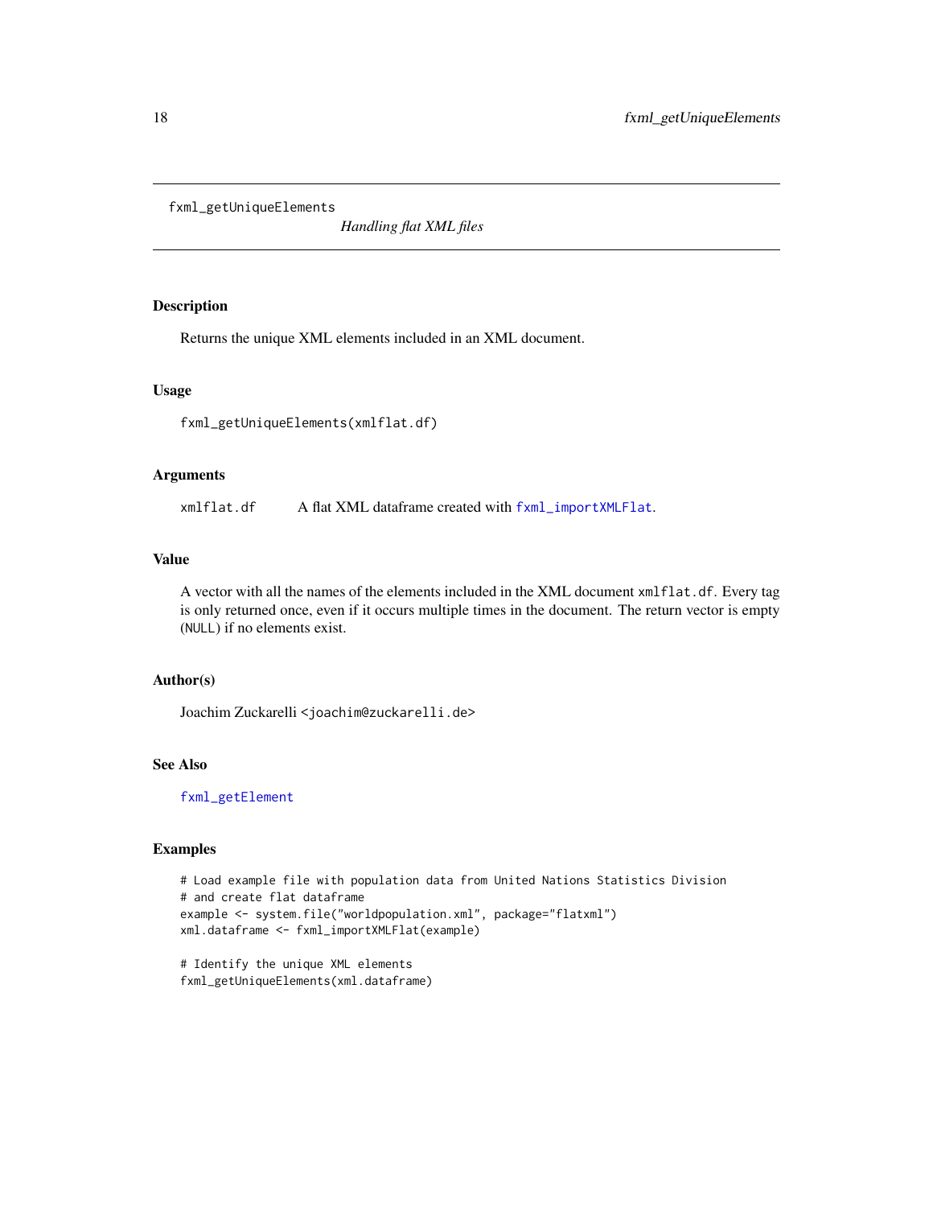`fxml_getUniqueElements` *Handling flat XML files*

## Description

Returns the unique XML elements included in an XML document.

## Usage

```
fxml_getUniqueElements(xmlflat.df)
```

## Arguments

| | |
|---|---|
| `xmlflat.df` | A flat XML dataframe created with `fxml_importXMLFlat`. |

## Value

A vector with all the names of the elements included in the XML document `xmlflat.df`. Every tag is only returned once, even if it occurs multiple times in the document. The return vector is empty (`NULL`) if no elements exist.

## Author(s)

Joachim Zuckarelli <`joachim@zuckarelli.de`>

## See Also

`fxml_getElement`

## Examples

```
# Load example file with population data from United Nations Statistics Division
# and create flat dataframe
example <- system.file("worldpopulation.xml", package="flatxml")
xml.dataframe <- fxml_importXMLFlat(example)

# Identify the unique XML elements
fxml_getUniqueElements(xml.dataframe)
```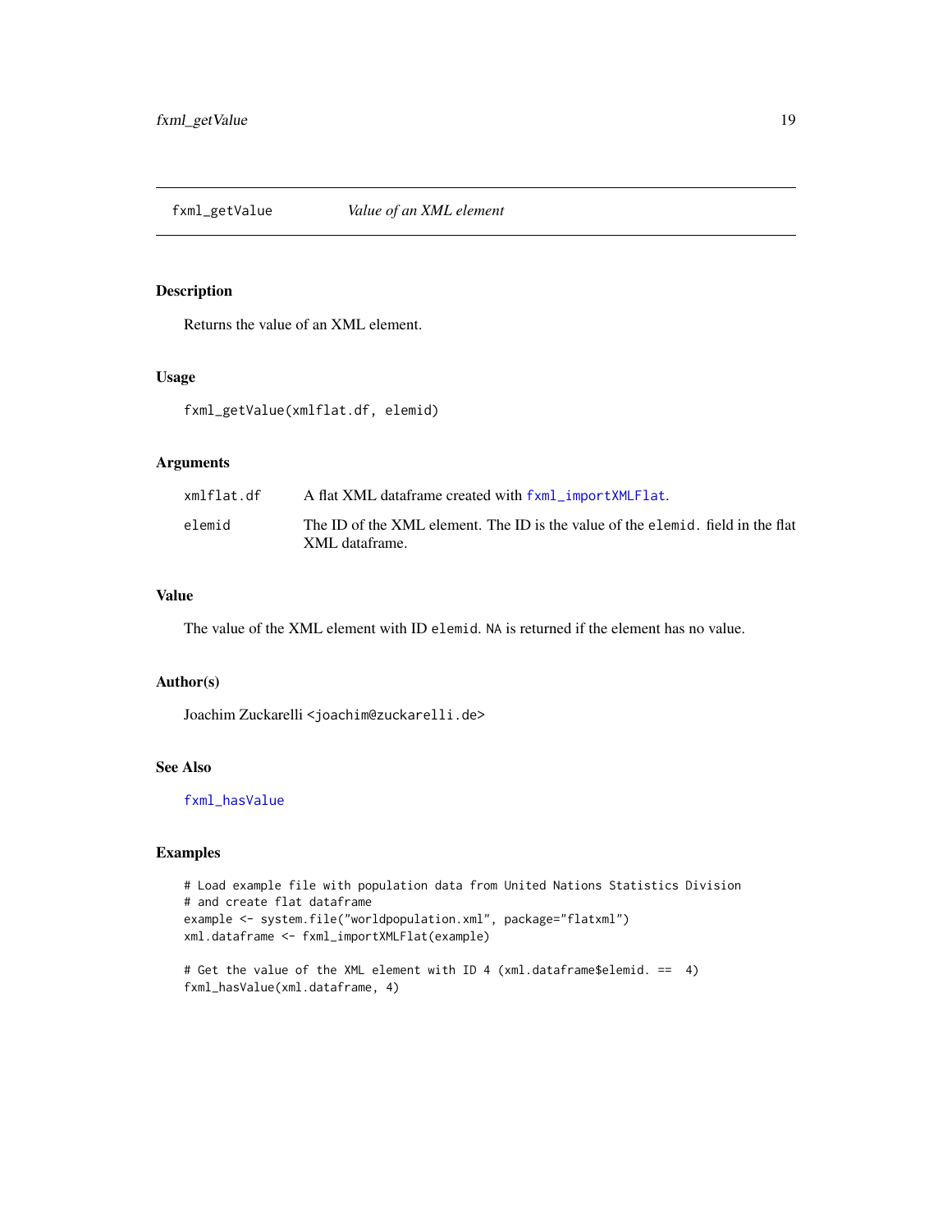`fxml_getValue` *Value of an XML element*

## Description

Returns the value of an XML element.

## Usage

```
fxml_getValue(xmlflat.df, elemid)
```

## Arguments

| | |
|---|---|
| `xmlflat.df` | A flat XML dataframe created with `fxml_importXMLFlat`. |
| `elemid` | The ID of the XML element. The ID is the value of the `elemid.` field in the flat XML dataframe. |

## Value

The value of the XML element with ID `elemid`. `NA` is returned if the element has no value.

## Author(s)

Joachim Zuckarelli <joachim@zuckarelli.de>

## See Also

`fxml_hasValue`

## Examples

```
# Load example file with population data from United Nations Statistics Division
# and create flat dataframe
example <- system.file("worldpopulation.xml", package="flatxml")
xml.dataframe <- fxml_importXMLFlat(example)

# Get the value of the XML element with ID 4 (xml.dataframe$elemid. ==  4)
fxml_hasValue(xml.dataframe, 4)
```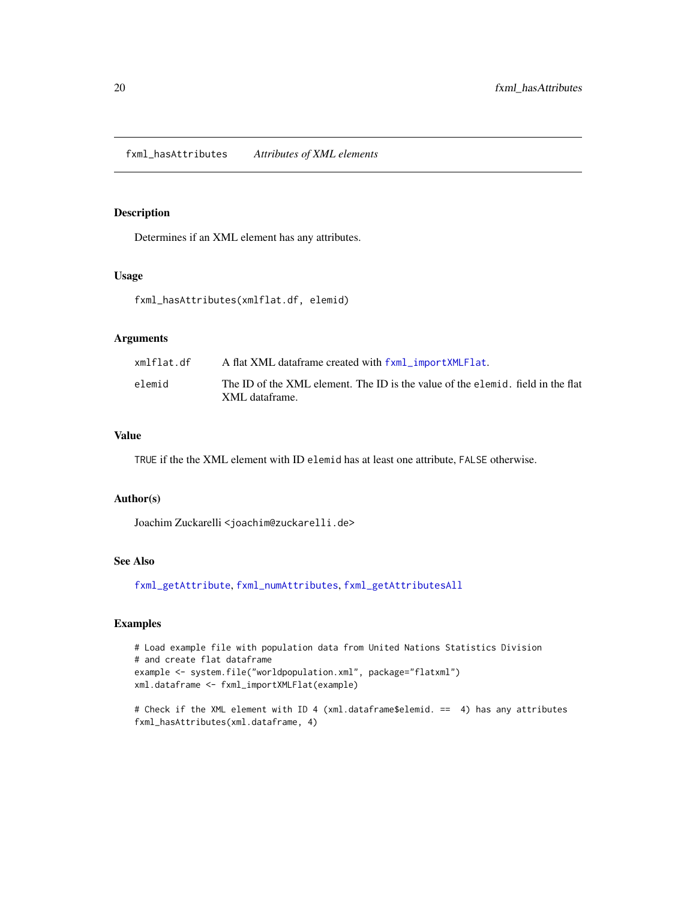## fxml_hasAttributes *Attributes of XML elements*

### Description

Determines if an XML element has any attributes.

### Usage

```
fxml_hasAttributes(xmlflat.df, elemid)
```

### Arguments

| | |
|---|---|
| `xmlflat.df` | A flat XML dataframe created with `fxml_importXMLFlat`. |
| `elemid` | The ID of the XML element. The ID is the value of the `elemid.` field in the flat XML dataframe. |

### Value

`TRUE` if the the XML element with ID `elemid` has at least one attribute, `FALSE` otherwise.

### Author(s)

Joachim Zuckarelli <joachim@zuckarelli.de>

### See Also

`fxml_getAttribute`, `fxml_numAttributes`, `fxml_getAttributesAll`

### Examples

```
# Load example file with population data from United Nations Statistics Division
# and create flat dataframe
example <- system.file("worldpopulation.xml", package="flatxml")
xml.dataframe <- fxml_importXMLFlat(example)

# Check if the XML element with ID 4 (xml.dataframe$elemid. ==  4) has any attributes
fxml_hasAttributes(xml.dataframe, 4)
```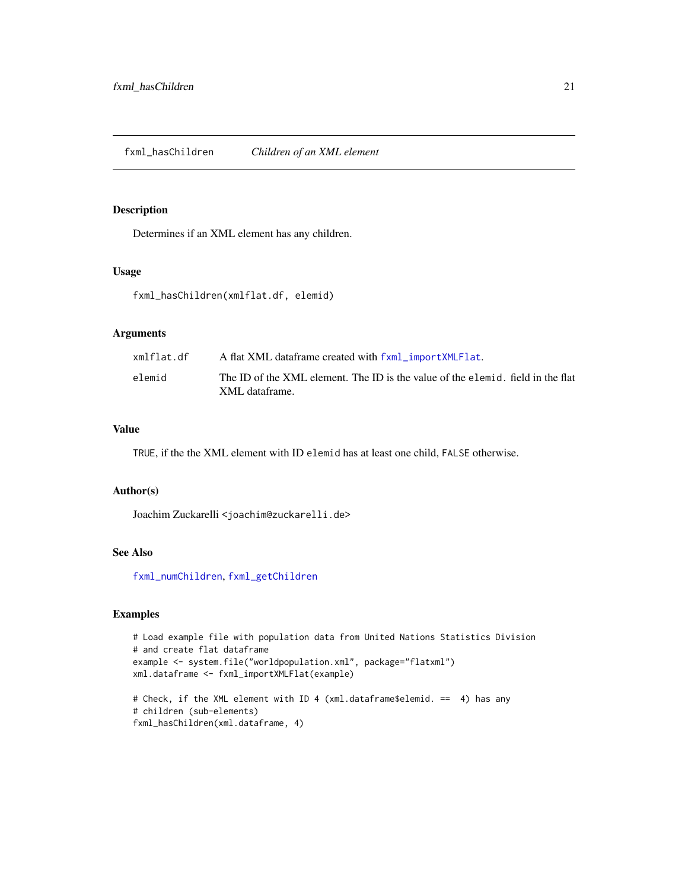# fxml_hasChildren *Children of an XML element*

## Description

Determines if an XML element has any children.

## Usage

```
fxml_hasChildren(xmlflat.df, elemid)
```

## Arguments

| | |
|---|---|
| xmlflat.df | A flat XML dataframe created with fxml_importXMLFlat. |
| elemid | The ID of the XML element. The ID is the value of the elemid. field in the flat XML dataframe. |

## Value

TRUE, if the the XML element with ID elemid has at least one child, FALSE otherwise.

## Author(s)

Joachim Zuckarelli <joachim@zuckarelli.de>

## See Also

fxml_numChildren, fxml_getChildren

## Examples

```
# Load example file with population data from United Nations Statistics Division
# and create flat dataframe
example <- system.file("worldpopulation.xml", package="flatxml")
xml.dataframe <- fxml_importXMLFlat(example)

# Check, if the XML element with ID 4 (xml.dataframe$elemid. ==  4) has any
# children (sub-elements)
fxml_hasChildren(xml.dataframe, 4)
```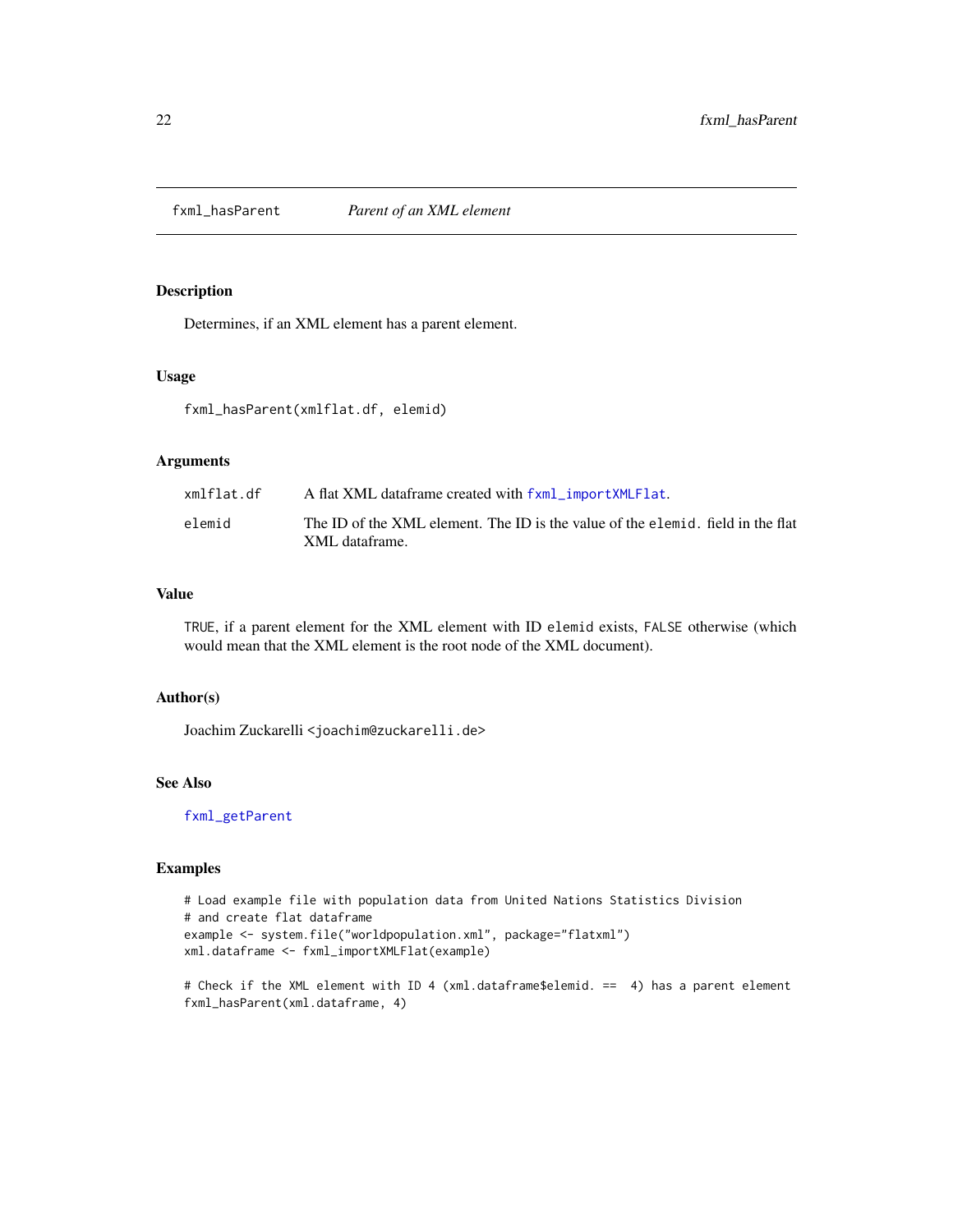fxml_hasParent *Parent of an XML element*

## Description

Determines, if an XML element has a parent element.

## Usage

```
fxml_hasParent(xmlflat.df, elemid)
```

## Arguments

| | |
|---|---|
| xmlflat.df | A flat XML dataframe created with fxml_importXMLFlat. |
| elemid | The ID of the XML element. The ID is the value of the elemid. field in the flat XML dataframe. |

## Value

TRUE, if a parent element for the XML element with ID elemid exists, FALSE otherwise (which would mean that the XML element is the root node of the XML document).

## Author(s)

Joachim Zuckarelli <joachim@zuckarelli.de>

## See Also

fxml_getParent

## Examples

```
# Load example file with population data from United Nations Statistics Division
# and create flat dataframe
example <- system.file("worldpopulation.xml", package="flatxml")
xml.dataframe <- fxml_importXMLFlat(example)

# Check if the XML element with ID 4 (xml.dataframe$elemid. ==  4) has a parent element
fxml_hasParent(xml.dataframe, 4)
```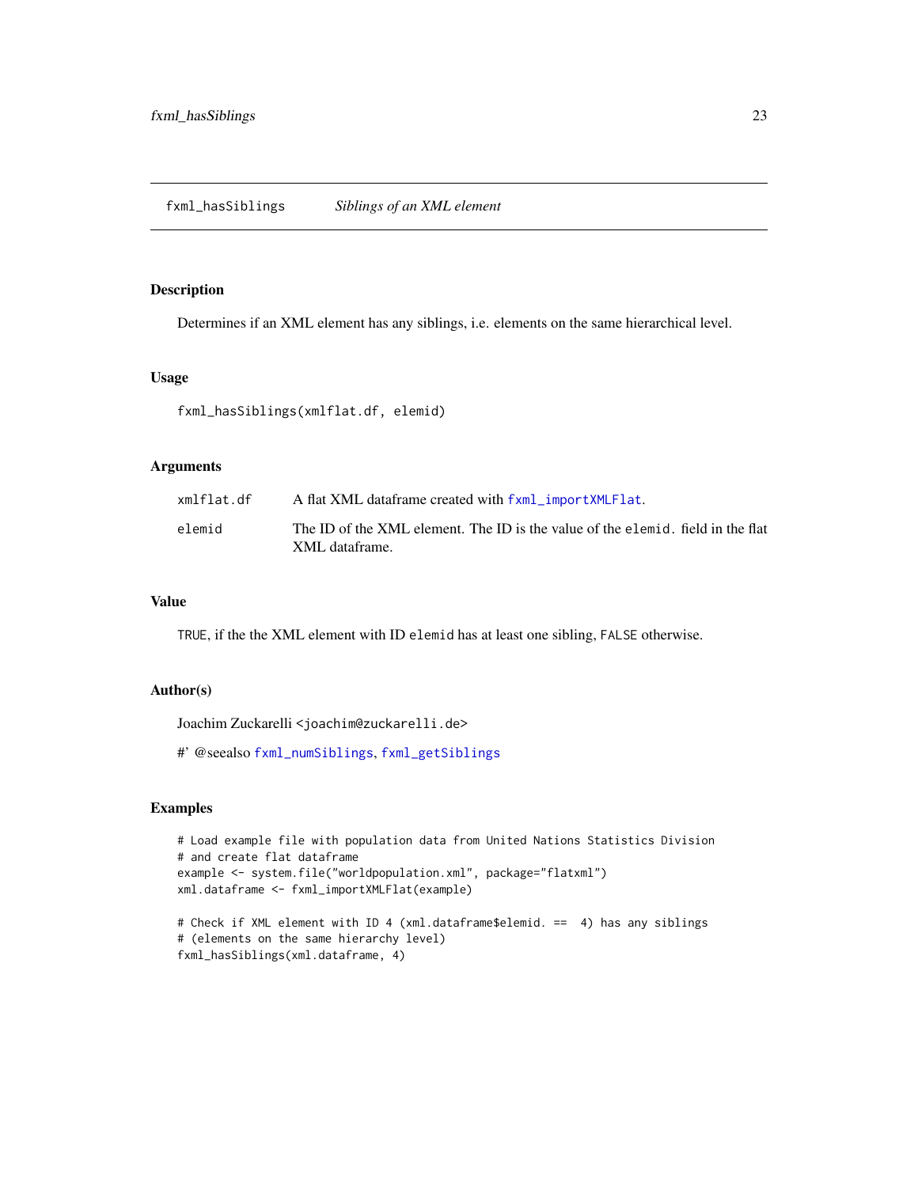## fxml_hasSiblings *Siblings of an XML element*

### Description

Determines if an XML element has any siblings, i.e. elements on the same hierarchical level.

### Usage

```
fxml_hasSiblings(xmlflat.df, elemid)
```

### Arguments

| | |
|---|---|
| `xmlflat.df` | A flat XML dataframe created with `fxml_importXMLFlat`. |
| `elemid` | The ID of the XML element. The ID is the value of the `elemid.` field in the flat XML dataframe. |

### Value

`TRUE`, if the the XML element with ID `elemid` has at least one sibling, `FALSE` otherwise.

### Author(s)

Joachim Zuckarelli <joachim@zuckarelli.de>

#' @seealso `fxml_numSiblings`, `fxml_getSiblings`

### Examples

```
# Load example file with population data from United Nations Statistics Division
# and create flat dataframe
example <- system.file("worldpopulation.xml", package="flatxml")
xml.dataframe <- fxml_importXMLFlat(example)

# Check if XML element with ID 4 (xml.dataframe$elemid. ==  4) has any siblings
# (elements on the same hierarchy level)
fxml_hasSiblings(xml.dataframe, 4)
```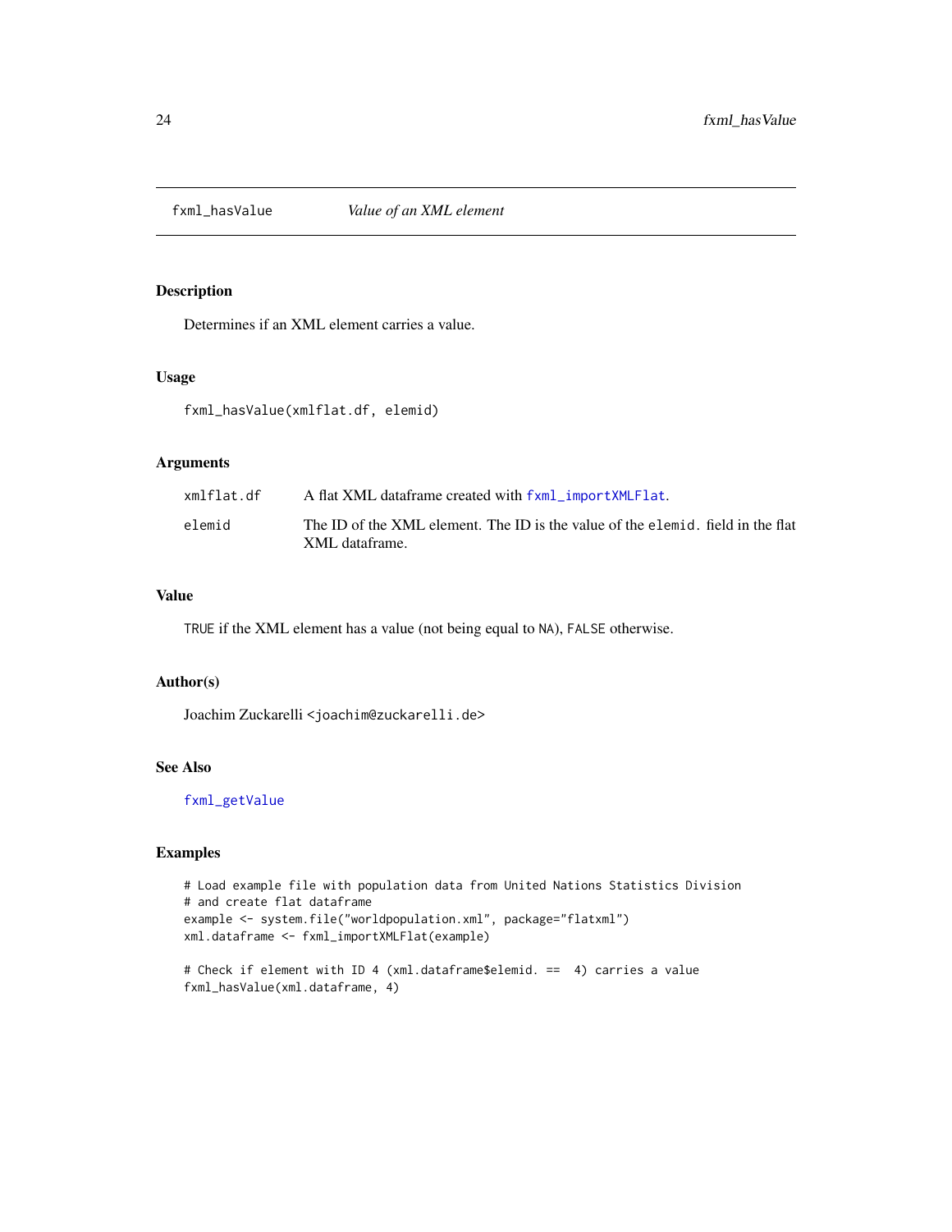## fxml_hasValue — *Value of an XML element*

### Description

Determines if an XML element carries a value.

### Usage

```
fxml_hasValue(xmlflat.df, elemid)
```

### Arguments

| | |
|---|---|
| xmlflat.df | A flat XML dataframe created with `fxml_importXMLFlat`. |
| elemid | The ID of the XML element. The ID is the value of the `elemid.` field in the flat XML dataframe. |

### Value

`TRUE` if the XML element has a value (not being equal to `NA`), `FALSE` otherwise.

### Author(s)

Joachim Zuckarelli <joachim@zuckarelli.de>

### See Also

`fxml_getValue`

### Examples

```
# Load example file with population data from United Nations Statistics Division
# and create flat dataframe
example <- system.file("worldpopulation.xml", package="flatxml")
xml.dataframe <- fxml_importXMLFlat(example)

# Check if element with ID 4 (xml.dataframe$elemid. ==  4) carries a value
fxml_hasValue(xml.dataframe, 4)
```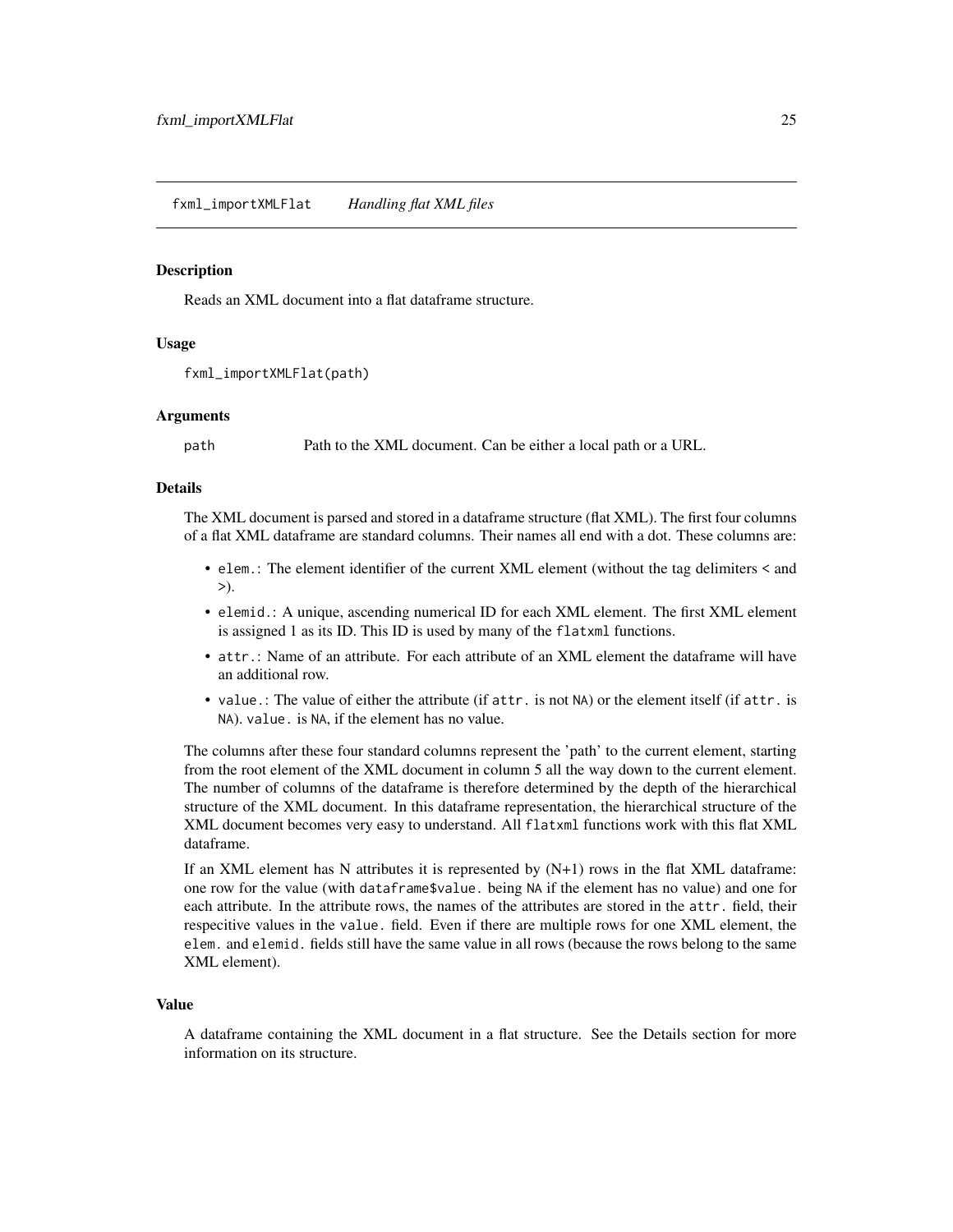## fxml_importXMLFlat *Handling flat XML files*

### Description

Reads an XML document into a flat dataframe structure.

### Usage

```
fxml_importXMLFlat(path)
```

### Arguments

| | |
|---|---|
| `path` | Path to the XML document. Can be either a local path or a URL. |

### Details

The XML document is parsed and stored in a dataframe structure (flat XML). The first four columns of a flat XML dataframe are standard columns. Their names all end with a dot. These columns are:

- `elem.`: The element identifier of the current XML element (without the tag delimiters < and >).
- `elemid.`: A unique, ascending numerical ID for each XML element. The first XML element is assigned 1 as its ID. This ID is used by many of the `flatxml` functions.
- `attr.`: Name of an attribute. For each attribute of an XML element the dataframe will have an additional row.
- `value.`: The value of either the attribute (if `attr.` is not `NA`) or the element itself (if `attr.` is `NA`). `value.` is `NA`, if the element has no value.

The columns after these four standard columns represent the 'path' to the current element, starting from the root element of the XML document in column 5 all the way down to the current element. The number of columns of the dataframe is therefore determined by the depth of the hierarchical structure of the XML document. In this dataframe representation, the hierarchical structure of the XML document becomes very easy to understand. All `flatxml` functions work with this flat XML dataframe.

If an XML element has N attributes it is represented by (N+1) rows in the flat XML dataframe: one row for the value (with `dataframe$value.` being `NA` if the element has no value) and one for each attribute. In the attribute rows, the names of the attributes are stored in the `attr.` field, their respecitive values in the `value.` field. Even if there are multiple rows for one XML element, the `elem.` and `elemid.` fields still have the same value in all rows (because the rows belong to the same XML element).

### Value

A dataframe containing the XML document in a flat structure. See the Details section for more information on its structure.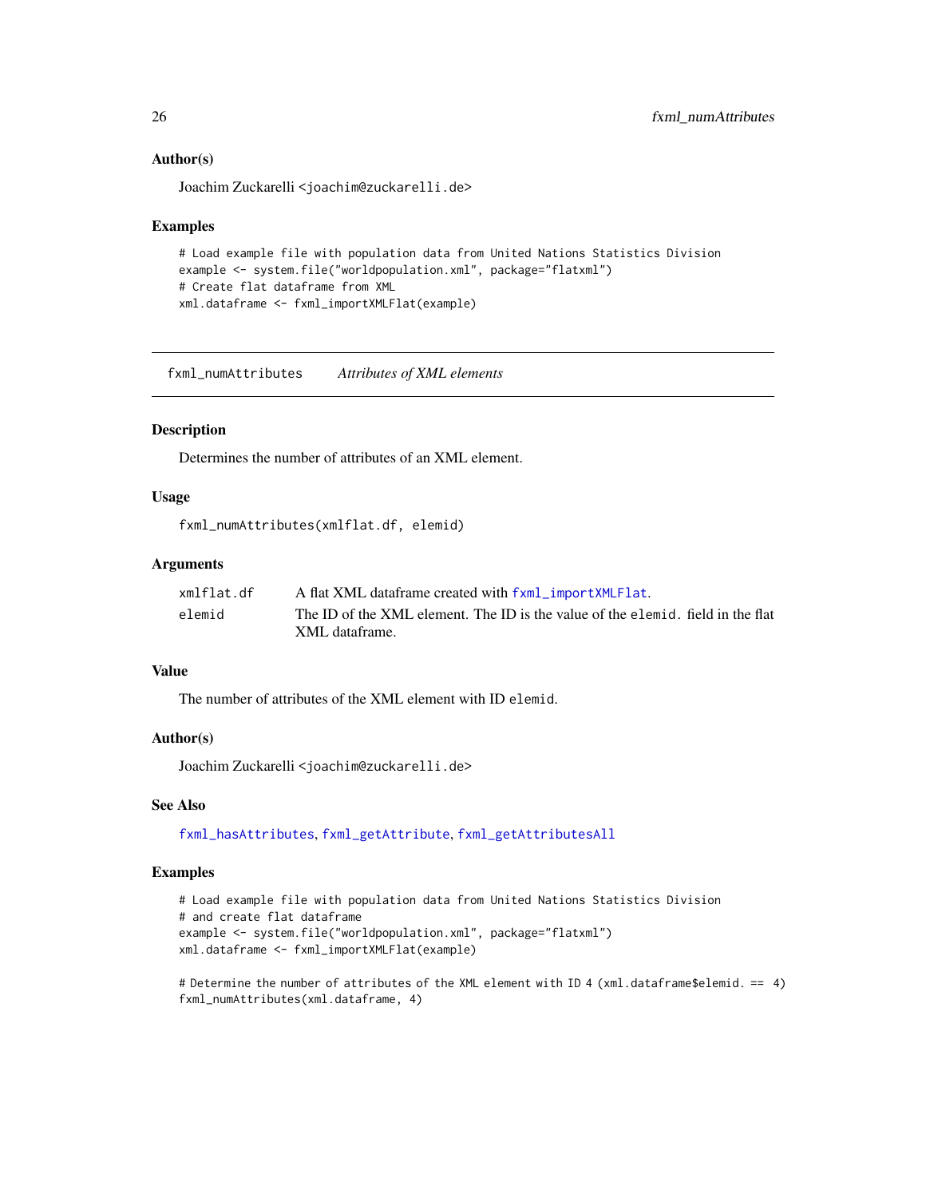### Author(s)

Joachim Zuckarelli <joachim@zuckarelli.de>

### Examples

```
# Load example file with population data from United Nations Statistics Division
example <- system.file("worldpopulation.xml", package="flatxml")
# Create flat dataframe from XML
xml.dataframe <- fxml_importXMLFlat(example)
```

---

## fxml_numAttributes *Attributes of XML elements*

---

### Description

Determines the number of attributes of an XML element.

### Usage

```
fxml_numAttributes(xmlflat.df, elemid)
```

### Arguments

| | |
|---|---|
| xmlflat.df | A flat XML dataframe created with fxml_importXMLFlat. |
| elemid | The ID of the XML element. The ID is the value of the elemid. field in the flat XML dataframe. |

### Value

The number of attributes of the XML element with ID elemid.

### Author(s)

Joachim Zuckarelli <joachim@zuckarelli.de>

### See Also

fxml_hasAttributes, fxml_getAttribute, fxml_getAttributesAll

### Examples

```
# Load example file with population data from United Nations Statistics Division
# and create flat dataframe
example <- system.file("worldpopulation.xml", package="flatxml")
xml.dataframe <- fxml_importXMLFlat(example)

# Determine the number of attributes of the XML element with ID 4 (xml.dataframe$elemid. == 4)
fxml_numAttributes(xml.dataframe, 4)
```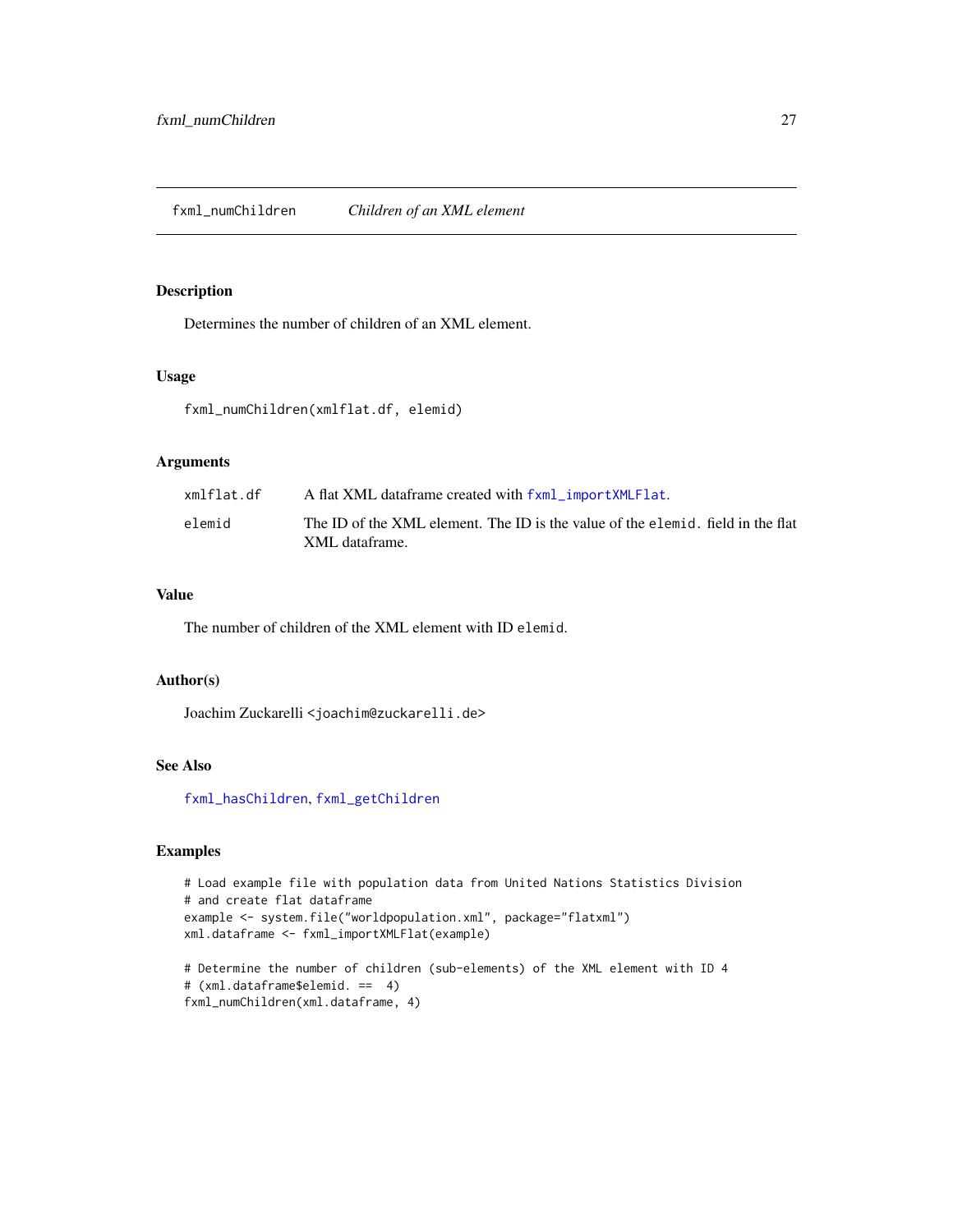fxml_numChildren *Children of an XML element*

## Description

Determines the number of children of an XML element.

## Usage

```
fxml_numChildren(xmlflat.df, elemid)
```

## Arguments

| | |
|---|---|
| xmlflat.df | A flat XML dataframe created with fxml_importXMLFlat. |
| elemid | The ID of the XML element. The ID is the value of the elemid. field in the flat XML dataframe. |

## Value

The number of children of the XML element with ID elemid.

## Author(s)

Joachim Zuckarelli <joachim@zuckarelli.de>

## See Also

fxml_hasChildren, fxml_getChildren

## Examples

```
# Load example file with population data from United Nations Statistics Division
# and create flat dataframe
example <- system.file("worldpopulation.xml", package="flatxml")
xml.dataframe <- fxml_importXMLFlat(example)

# Determine the number of children (sub-elements) of the XML element with ID 4
# (xml.dataframe$elemid. ==  4)
fxml_numChildren(xml.dataframe, 4)
```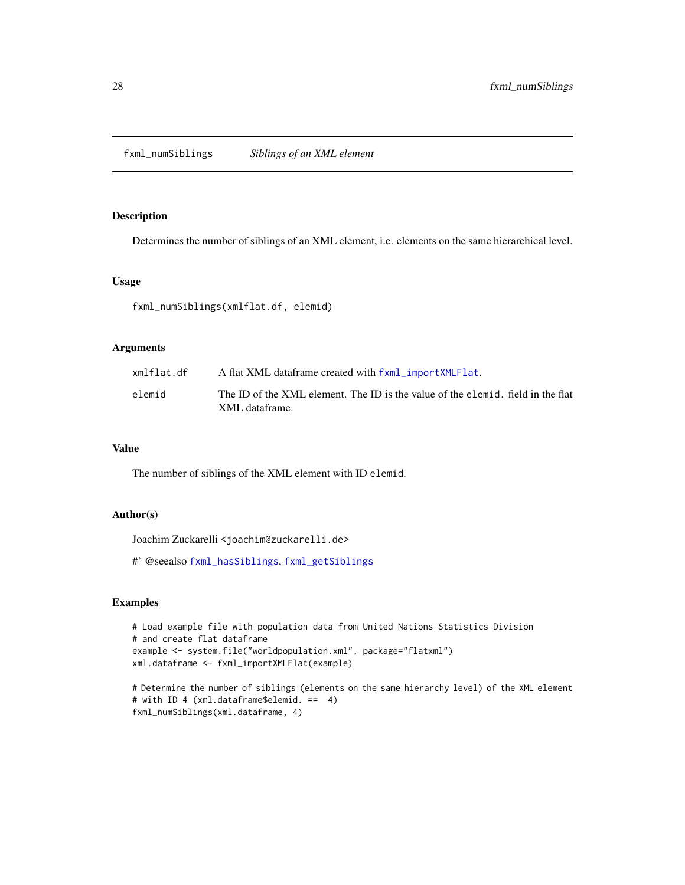# fxml_numSiblings *Siblings of an XML element*

## Description

Determines the number of siblings of an XML element, i.e. elements on the same hierarchical level.

## Usage

```
fxml_numSiblings(xmlflat.df, elemid)
```

## Arguments

| | |
|---|---|
| xmlflat.df | A flat XML dataframe created with `fxml_importXMLFlat`. |
| elemid | The ID of the XML element. The ID is the value of the `elemid.` field in the flat XML dataframe. |

## Value

The number of siblings of the XML element with ID `elemid`.

## Author(s)

Joachim Zuckarelli <joachim@zuckarelli.de>

#' @seealso `fxml_hasSiblings`, `fxml_getSiblings`

## Examples

```
# Load example file with population data from United Nations Statistics Division
# and create flat dataframe
example <- system.file("worldpopulation.xml", package="flatxml")
xml.dataframe <- fxml_importXMLFlat(example)

# Determine the number of siblings (elements on the same hierarchy level) of the XML element
# with ID 4 (xml.dataframe$elemid. ==  4)
fxml_numSiblings(xml.dataframe, 4)
```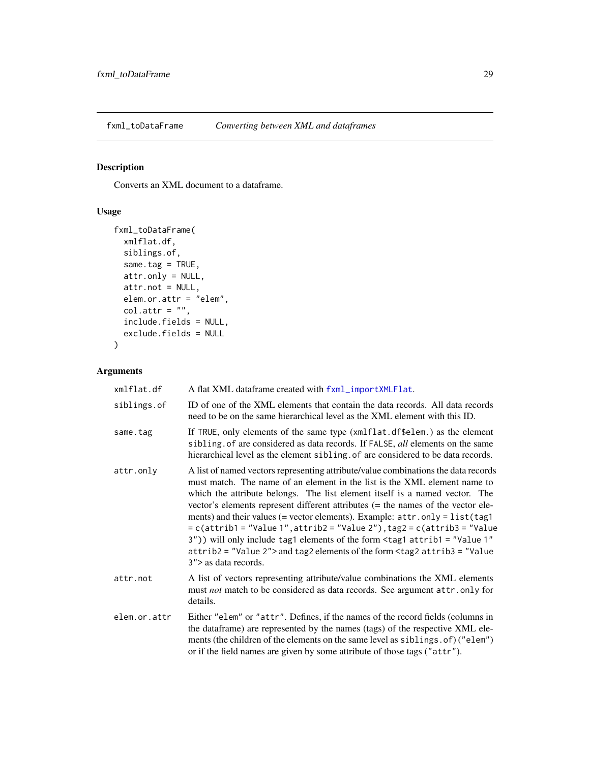## fxml_toDataFrame *Converting between XML and dataframes*

### Description

Converts an XML document to a dataframe.

### Usage

```
fxml_toDataFrame(
  xmlflat.df,
  siblings.of,
  same.tag = TRUE,
  attr.only = NULL,
  attr.not = NULL,
  elem.or.attr = "elem",
  col.attr = "",
  include.fields = NULL,
  exclude.fields = NULL
)
```

### Arguments

| | |
|---|---|
| `xmlflat.df` | A flat XML dataframe created with `fxml_importXMLFlat`. |
| `siblings.of` | ID of one of the XML elements that contain the data records. All data records need to be on the same hierarchical level as the XML element with this ID. |
| `same.tag` | If `TRUE`, only elements of the same type (`xmlflat.df$elem.`) as the element `sibling.of` are considered as data records. If `FALSE`, *all* elements on the same hierarchical level as the element `sibling.of` are considered to be data records. |
| `attr.only` | A list of named vectors representing attribute/value combinations the data records must match. The name of an element in the list is the XML element name to which the attribute belongs. The list element itself is a named vector. The vector's elements represent different attributes (= the names of the vector elements) and their values (= vector elements). Example: `attr.only = list(tag1 = c(attrib1 = "Value 1", attrib2 = "Value 2"), tag2 = c(attrib3 = "Value 3"))` will only include `tag1` elements of the form `<tag1 attrib1 = "Value 1" attrib2 = "Value 2">` and `tag2` elements of the form `<tag2 attrib3 = "Value 3">` as data records. |
| `attr.not` | A list of vectors representing attribute/value combinations the XML elements must *not* match to be considered as data records. See argument `attr.only` for details. |
| `elem.or.attr` | Either `"elem"` or `"attr"`. Defines, if the names of the record fields (columns in the dataframe) are represented by the names (tags) of the respective XML elements (the children of the elements on the same level as `siblings.of`) (`"elem"`) or if the field names are given by some attribute of those tags (`"attr"`). |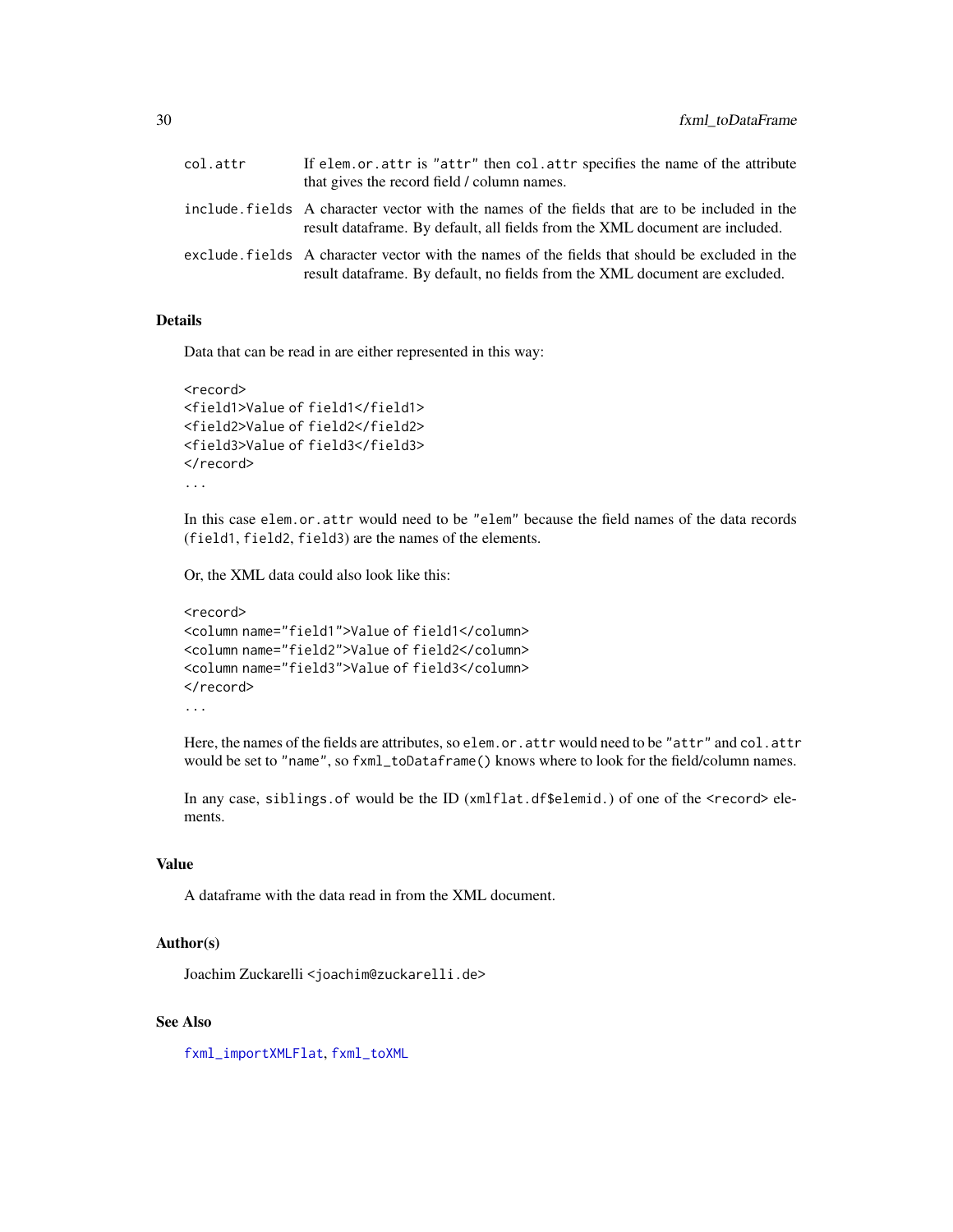| | |
|---|---|
| col.attr | If elem.or.attr is "attr" then col.attr specifies the name of the attribute that gives the record field / column names. |
| include.fields | A character vector with the names of the fields that are to be included in the result dataframe. By default, all fields from the XML document are included. |
| exclude.fields | A character vector with the names of the fields that should be excluded in the result dataframe. By default, no fields from the XML document are excluded. |

## Details

Data that can be read in are either represented in this way:

```
<record>
<field1>Value of field1</field1>
<field2>Value of field2</field2>
<field3>Value of field3</field3>
</record>
...
```

In this case `elem.or.attr` would need to be `"elem"` because the field names of the data records (`field1`, `field2`, `field3`) are the names of the elements.

Or, the XML data could also look like this:

```
<record>
<column name="field1">Value of field1</column>
<column name="field2">Value of field2</column>
<column name="field3">Value of field3</column>
</record>
...
```

Here, the names of the fields are attributes, so `elem.or.attr` would need to be `"attr"` and `col.attr` would be set to `"name"`, so `fxml_toDataframe()` knows where to look for the field/column names.

In any case, `siblings.of` would be the ID (`xmlflat.df$elemid.`) of one of the <record> elements.

## Value

A dataframe with the data read in from the XML document.

## Author(s)

Joachim Zuckarelli <joachim@zuckarelli.de>

## See Also

fxml_importXMLFlat, fxml_toXML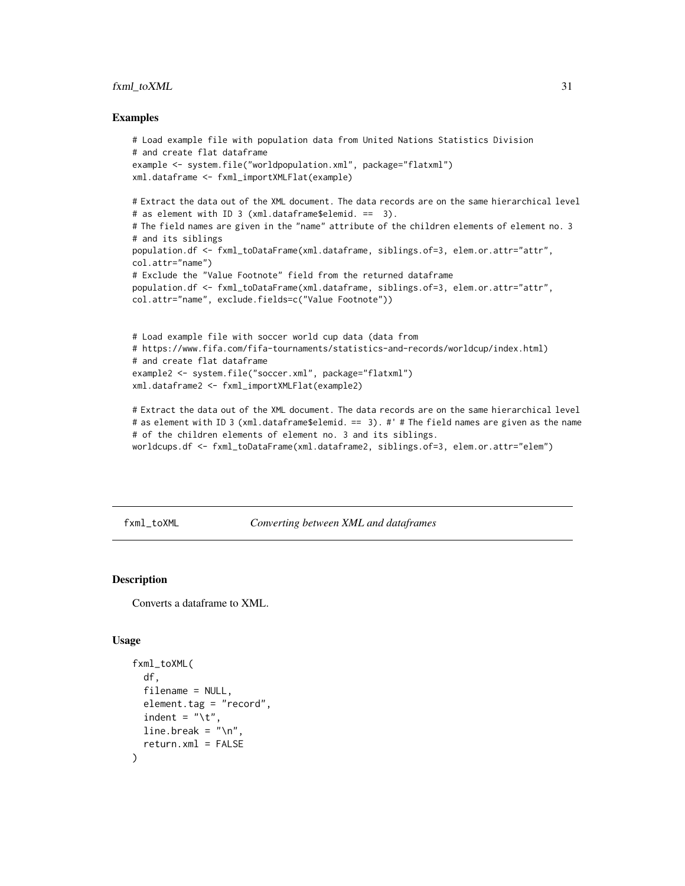### Examples

```
# Load example file with population data from United Nations Statistics Division
# and create flat dataframe
example <- system.file("worldpopulation.xml", package="flatxml")
xml.dataframe <- fxml_importXMLFlat(example)

# Extract the data out of the XML document. The data records are on the same hierarchical level
# as element with ID 3 (xml.dataframe$elemid. ==  3).
# The field names are given in the "name" attribute of the children elements of element no. 3
# and its siblings
population.df <- fxml_toDataFrame(xml.dataframe, siblings.of=3, elem.or.attr="attr",
col.attr="name")
# Exclude the "Value Footnote" field from the returned dataframe
population.df <- fxml_toDataFrame(xml.dataframe, siblings.of=3, elem.or.attr="attr",
col.attr="name", exclude.fields=c("Value Footnote"))


# Load example file with soccer world cup data (data from
# https://www.fifa.com/fifa-tournaments/statistics-and-records/worldcup/index.html)
# and create flat dataframe
example2 <- system.file("soccer.xml", package="flatxml")
xml.dataframe2 <- fxml_importXMLFlat(example2)

# Extract the data out of the XML document. The data records are on the same hierarchical level
# as element with ID 3 (xml.dataframe$elemid. == 3). #' # The field names are given as the name
# of the children elements of element no. 3 and its siblings.
worldcups.df <- fxml_toDataFrame(xml.dataframe2, siblings.of=3, elem.or.attr="elem")
```

---

## fxml_toXML — *Converting between XML and dataframes*

### Description

Converts a dataframe to XML.

### Usage

```
fxml_toXML(
  df,
  filename = NULL,
  element.tag = "record",
  indent = "\t",
  line.break = "\n",
  return.xml = FALSE
)
```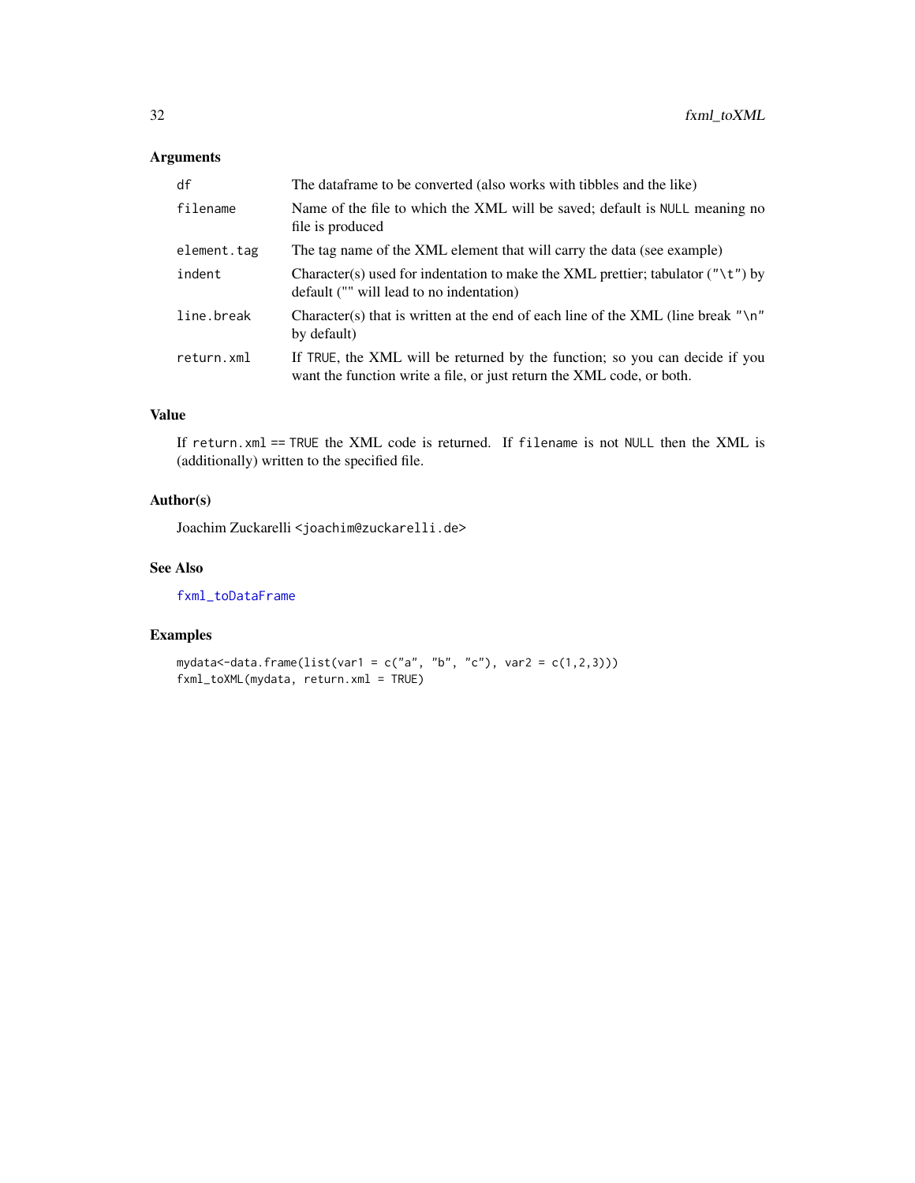### Arguments

| | |
|---|---|
| `df` | The dataframe to be converted (also works with tibbles and the like) |
| `filename` | Name of the file to which the XML will be saved; default is `NULL` meaning no file is produced |
| `element.tag` | The tag name of the XML element that will carry the data (see example) |
| `indent` | Character(s) used for indentation to make the XML prettier; tabulator (`"\t"`) by default (`""` will lead to no indentation) |
| `line.break` | Character(s) that is written at the end of each line of the XML (line break `"\n"` by default) |
| `return.xml` | If `TRUE`, the XML will be returned by the function; so you can decide if you want the function write a file, or just return the XML code, or both. |

### Value

If `return.xml == TRUE` the XML code is returned. If `filename` is not `NULL` then the XML is (additionally) written to the specified file.

### Author(s)

Joachim Zuckarelli <joachim@zuckarelli.de>

### See Also

fxml_toDataFrame

### Examples

```
mydata<-data.frame(list(var1 = c("a", "b", "c"), var2 = c(1,2,3)))
fxml_toXML(mydata, return.xml = TRUE)
```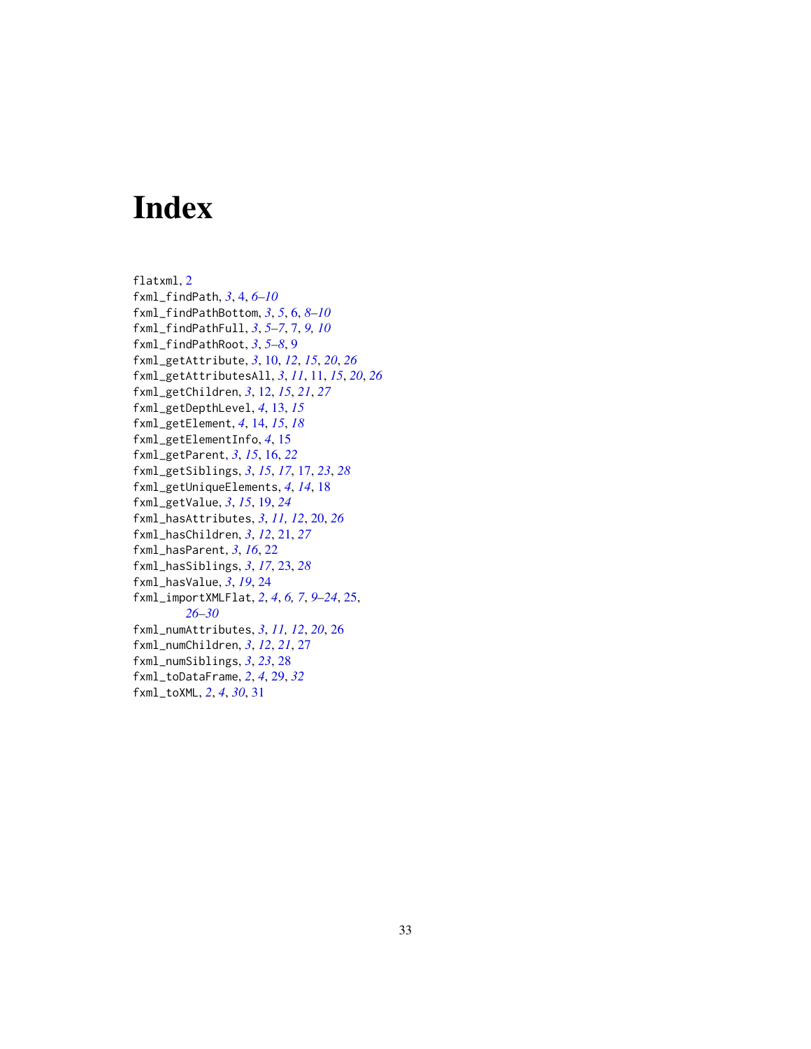# Index

flatxml, 2
fxml_findPath, *3*, 4, *6–10*
fxml_findPathBottom, *3*, *5*, 6, *8–10*
fxml_findPathFull, *3*, *5–7*, 7, *9, 10*
fxml_findPathRoot, *3*, *5–8*, 9
fxml_getAttribute, *3*, 10, *12*, *15*, *20*, *26*
fxml_getAttributesAll, *3*, *11*, 11, *15*, *20*, *26*
fxml_getChildren, *3*, 12, *15*, *21*, *27*
fxml_getDepthLevel, *4*, 13, *15*
fxml_getElement, *4*, 14, *15*, *18*
fxml_getElementInfo, *4*, 15
fxml_getParent, *3*, *15*, 16, *22*
fxml_getSiblings, *3*, *15*, *17*, 17, *23*, *28*
fxml_getUniqueElements, *4*, *14*, 18
fxml_getValue, *3*, *15*, 19, *24*
fxml_hasAttributes, *3*, *11, 12*, 20, *26*
fxml_hasChildren, *3*, *12*, 21, *27*
fxml_hasParent, *3*, *16*, 22
fxml_hasSiblings, *3*, *17*, 23, *28*
fxml_hasValue, *3*, *19*, 24
fxml_importXMLFlat, *2*, *4*, *6, 7*, *9–24*, 25, *26–30*
fxml_numAttributes, *3*, *11, 12*, *20*, 26
fxml_numChildren, *3*, *12*, *21*, 27
fxml_numSiblings, *3*, *23*, 28
fxml_toDataFrame, *2*, *4*, 29, *32*
fxml_toXML, *2*, *4*, *30*, 31